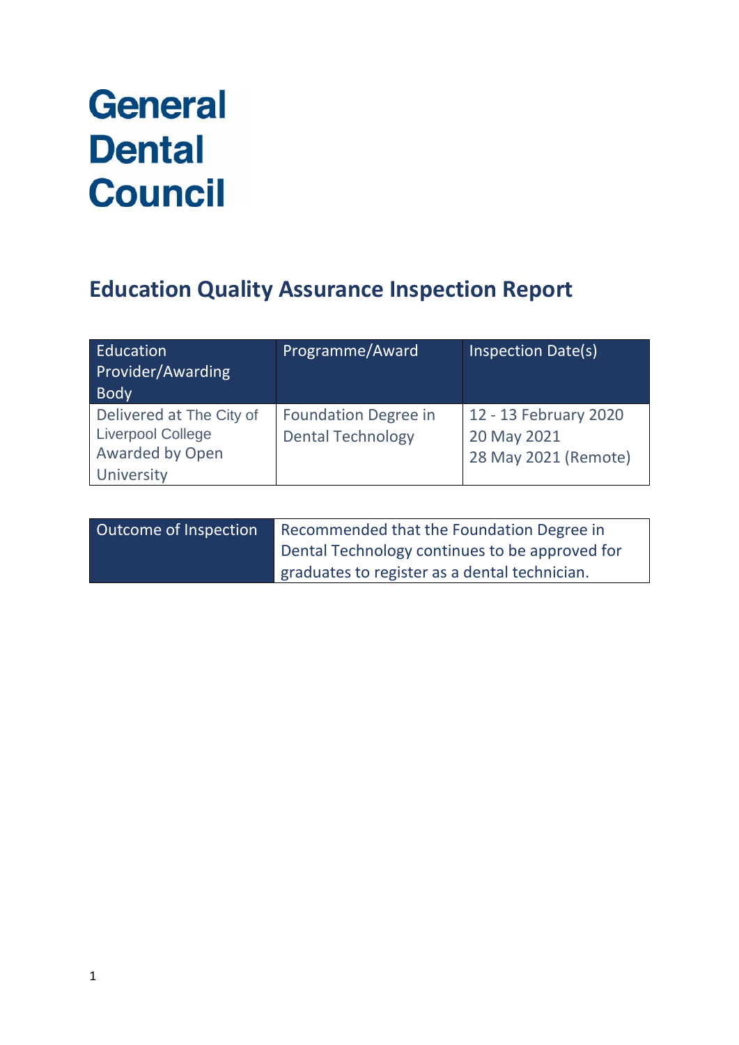# General Dental Council

## Education Quality Assurance Inspection Report

| Education Provider/Awarding Body | Programme/Award | Inspection Date(s) |
| --- | --- | --- |
| Delivered at The City of Liverpool College Awarded by Open University | Foundation Degree in Dental Technology | 12 - 13 February 2020<br>20 May 2021<br>28 May 2021 (Remote) |

| Outcome of Inspection | Recommended that the Foundation Degree in Dental Technology continues to be approved for graduates to register as a dental technician. |
| --- | --- |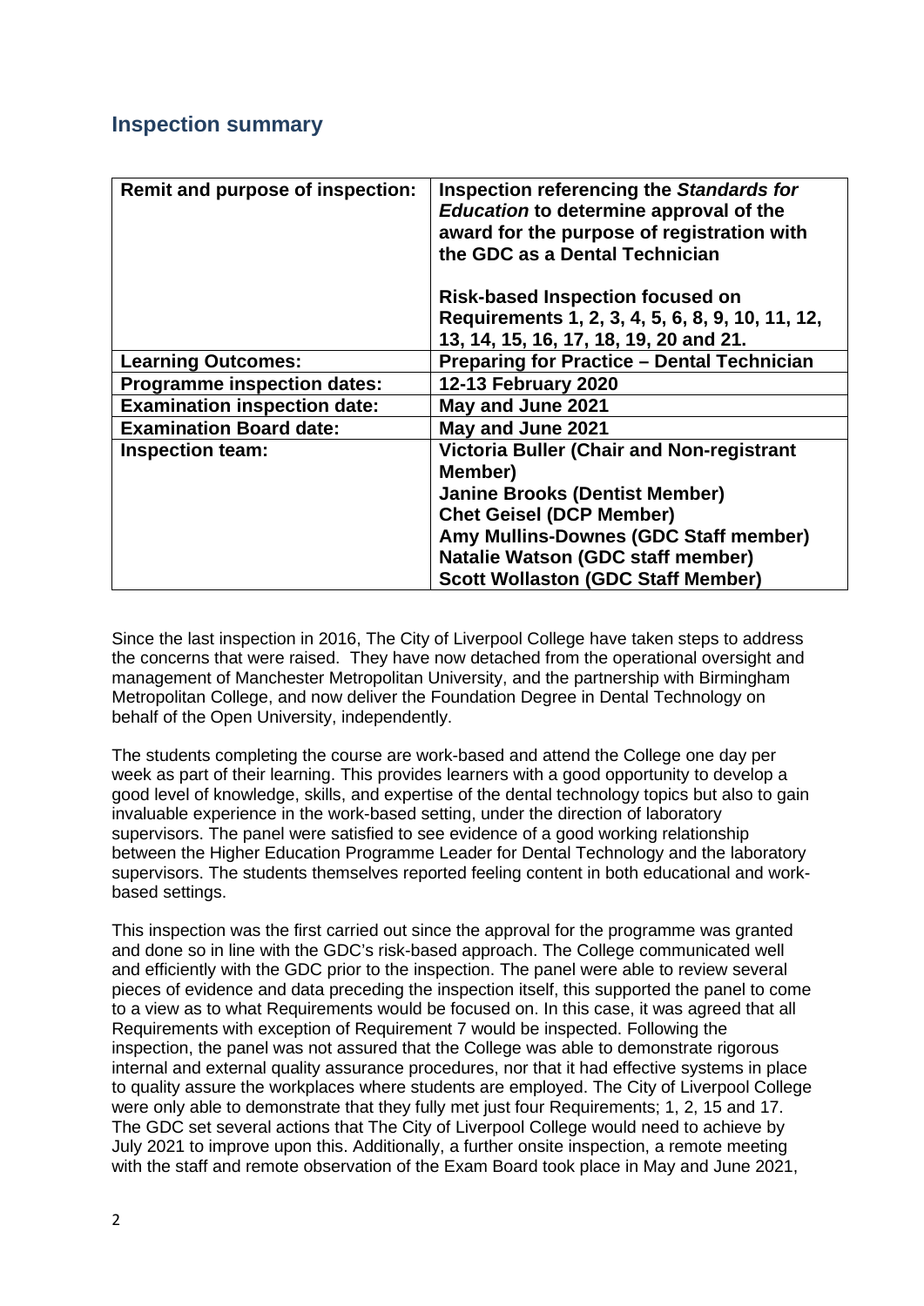## Inspection summary

| Remit and purpose of inspection: | Inspection referencing the *Standards for Education* to determine approval of the award for the purpose of registration with the GDC as a Dental Technician<br><br>Risk-based Inspection focused on Requirements 1, 2, 3, 4, 5, 6, 8, 9, 10, 11, 12, 13, 14, 15, 16, 17, 18, 19, 20 and 21. |
|---|---|
| **Learning Outcomes:** | **Preparing for Practice – Dental Technician** |
| **Programme inspection dates:** | **12-13 February 2020** |
| **Examination inspection date:** | **May and June 2021** |
| **Examination Board date:** | **May and June 2021** |
| **Inspection team:** | **Victoria Buller (Chair and Non-registrant Member)**<br>**Janine Brooks (Dentist Member)**<br>**Chet Geisel (DCP Member)**<br>**Amy Mullins-Downes (GDC Staff member)**<br>**Natalie Watson (GDC staff member)**<br>**Scott Wollaston (GDC Staff Member)** |

Since the last inspection in 2016, The City of Liverpool College have taken steps to address the concerns that were raised. They have now detached from the operational oversight and management of Manchester Metropolitan University, and the partnership with Birmingham Metropolitan College, and now deliver the Foundation Degree in Dental Technology on behalf of the Open University, independently.

The students completing the course are work-based and attend the College one day per week as part of their learning. This provides learners with a good opportunity to develop a good level of knowledge, skills, and expertise of the dental technology topics but also to gain invaluable experience in the work-based setting, under the direction of laboratory supervisors. The panel were satisfied to see evidence of a good working relationship between the Higher Education Programme Leader for Dental Technology and the laboratory supervisors. The students themselves reported feeling content in both educational and work-based settings.

This inspection was the first carried out since the approval for the programme was granted and done so in line with the GDC's risk-based approach. The College communicated well and efficiently with the GDC prior to the inspection. The panel were able to review several pieces of evidence and data preceding the inspection itself, this supported the panel to come to a view as to what Requirements would be focused on. In this case, it was agreed that all Requirements with exception of Requirement 7 would be inspected. Following the inspection, the panel was not assured that the College was able to demonstrate rigorous internal and external quality assurance procedures, nor that it had effective systems in place to quality assure the workplaces where students are employed. The City of Liverpool College were only able to demonstrate that they fully met just four Requirements; 1, 2, 15 and 17. The GDC set several actions that The City of Liverpool College would need to achieve by July 2021 to improve upon this. Additionally, a further onsite inspection, a remote meeting with the staff and remote observation of the Exam Board took place in May and June 2021,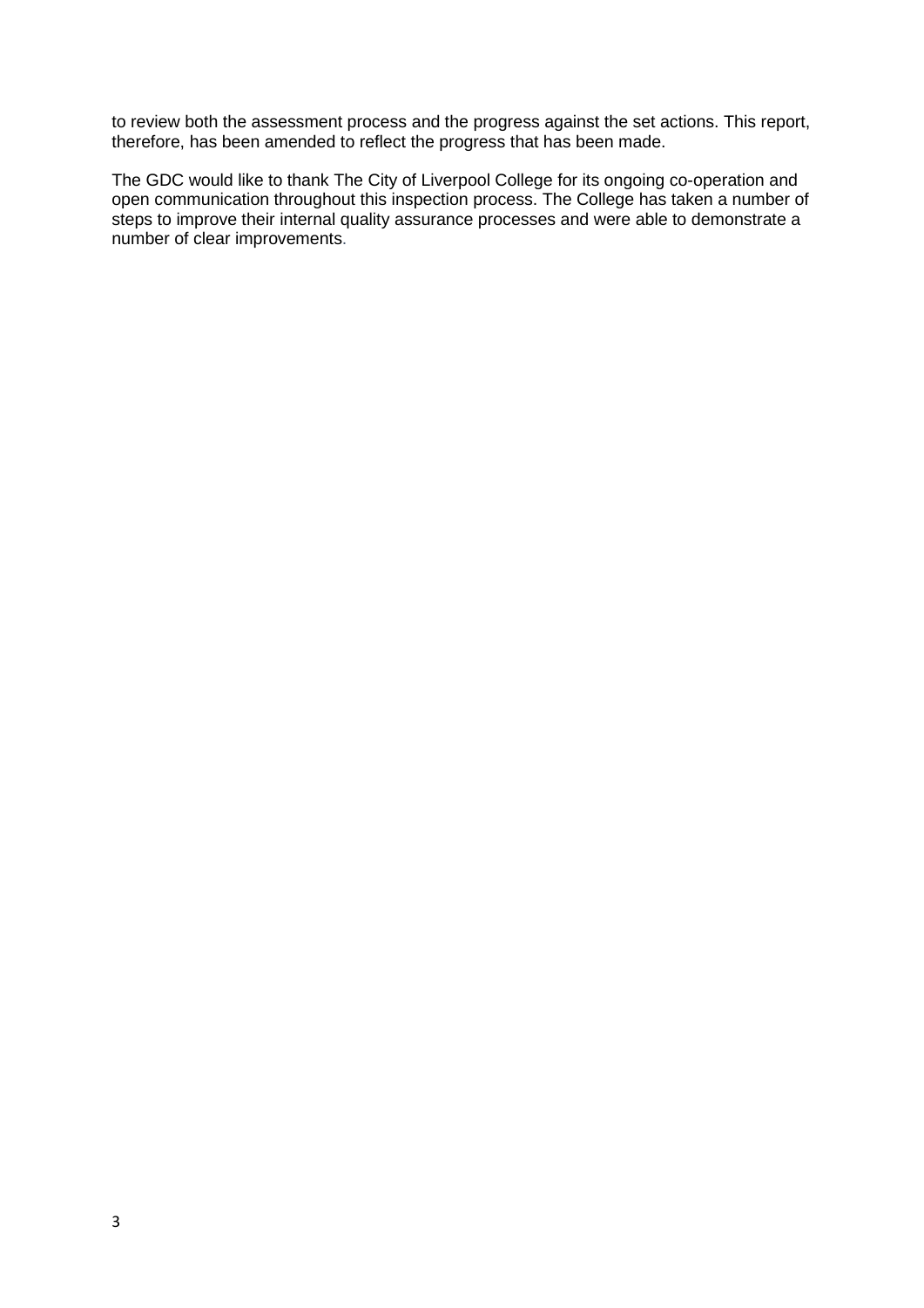to review both the assessment process and the progress against the set actions. This report, therefore, has been amended to reflect the progress that has been made.

The GDC would like to thank The City of Liverpool College for its ongoing co-operation and open communication throughout this inspection process. The College has taken a number of steps to improve their internal quality assurance processes and were able to demonstrate a number of clear improvements.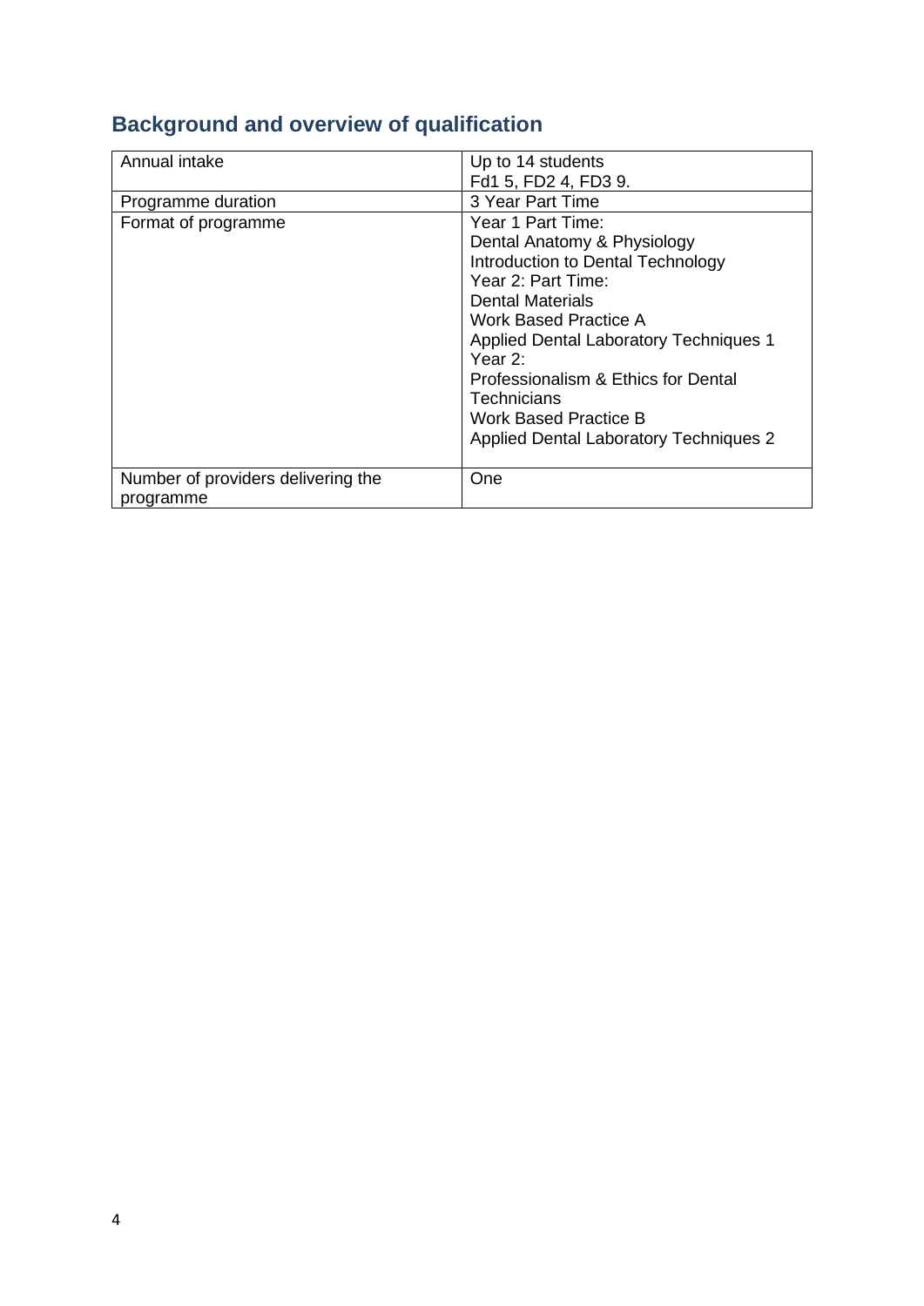## Background and overview of qualification

| | |
|---|---|
| Annual intake | Up to 14 students<br>Fd1 5, FD2 4, FD3 9. |
| Programme duration | 3 Year Part Time |
| Format of programme | Year 1 Part Time:<br>Dental Anatomy & Physiology<br>Introduction to Dental Technology<br>Year 2: Part Time:<br>Dental Materials<br>Work Based Practice A<br>Applied Dental Laboratory Techniques 1<br>Year 2:<br>Professionalism & Ethics for Dental Technicians<br>Work Based Practice B<br>Applied Dental Laboratory Techniques 2 |
| Number of providers delivering the programme | One |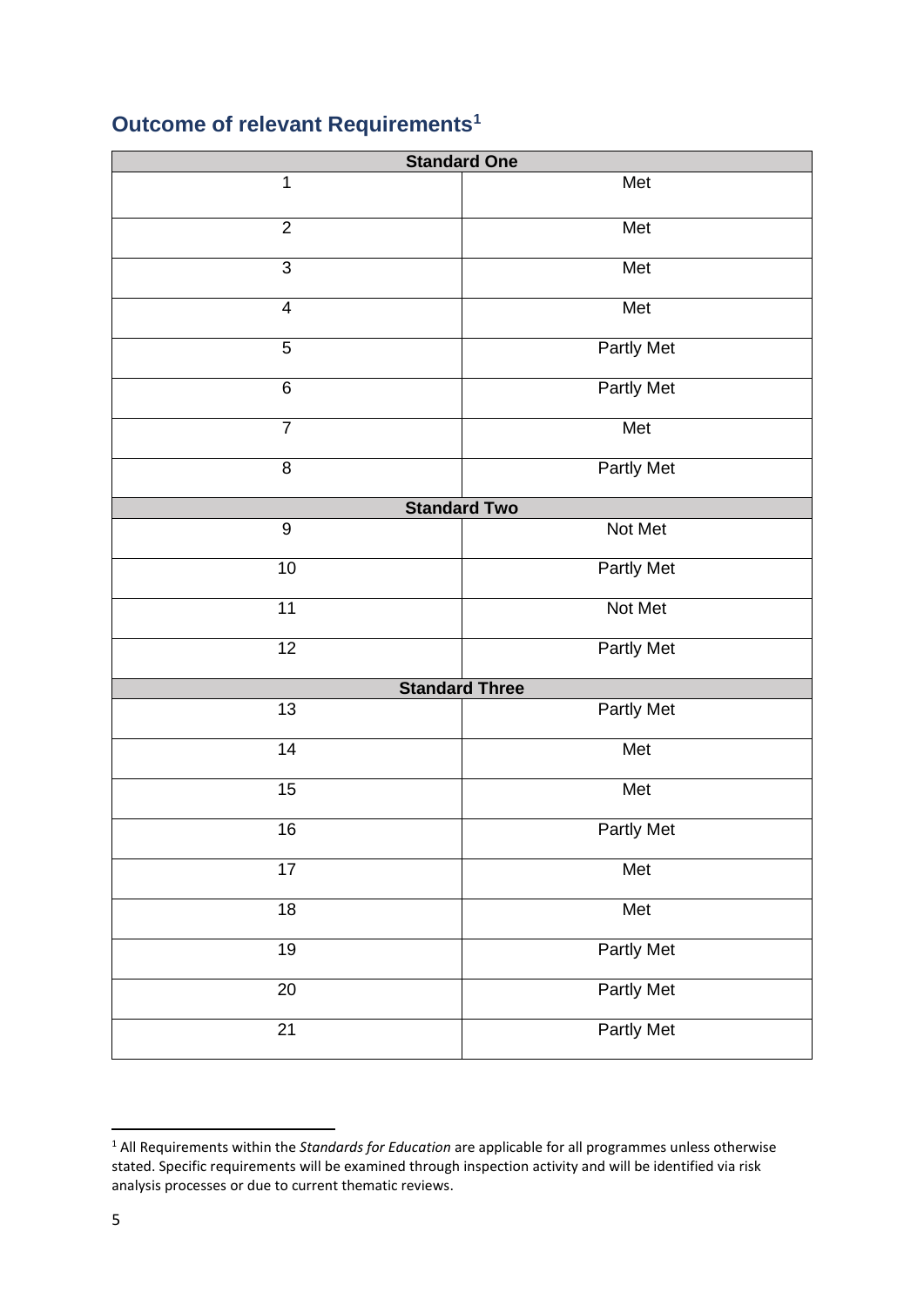## Outcome of relevant Requirements[1]

| Standard One | |
|---|---|
| 1 | Met |
| 2 | Met |
| 3 | Met |
| 4 | Met |
| 5 | Partly Met |
| 6 | Partly Met |
| 7 | Met |
| 8 | Partly Met |
| **Standard Two** | |
| 9 | Not Met |
| 10 | Partly Met |
| 11 | Not Met |
| 12 | Partly Met |
| **Standard Three** | |
| 13 | Partly Met |
| 14 | Met |
| 15 | Met |
| 16 | Partly Met |
| 17 | Met |
| 18 | Met |
| 19 | Partly Met |
| 20 | Partly Met |
| 21 | Partly Met |

[1] All Requirements within the *Standards for Education* are applicable for all programmes unless otherwise stated. Specific requirements will be examined through inspection activity and will be identified via risk analysis processes or due to current thematic reviews.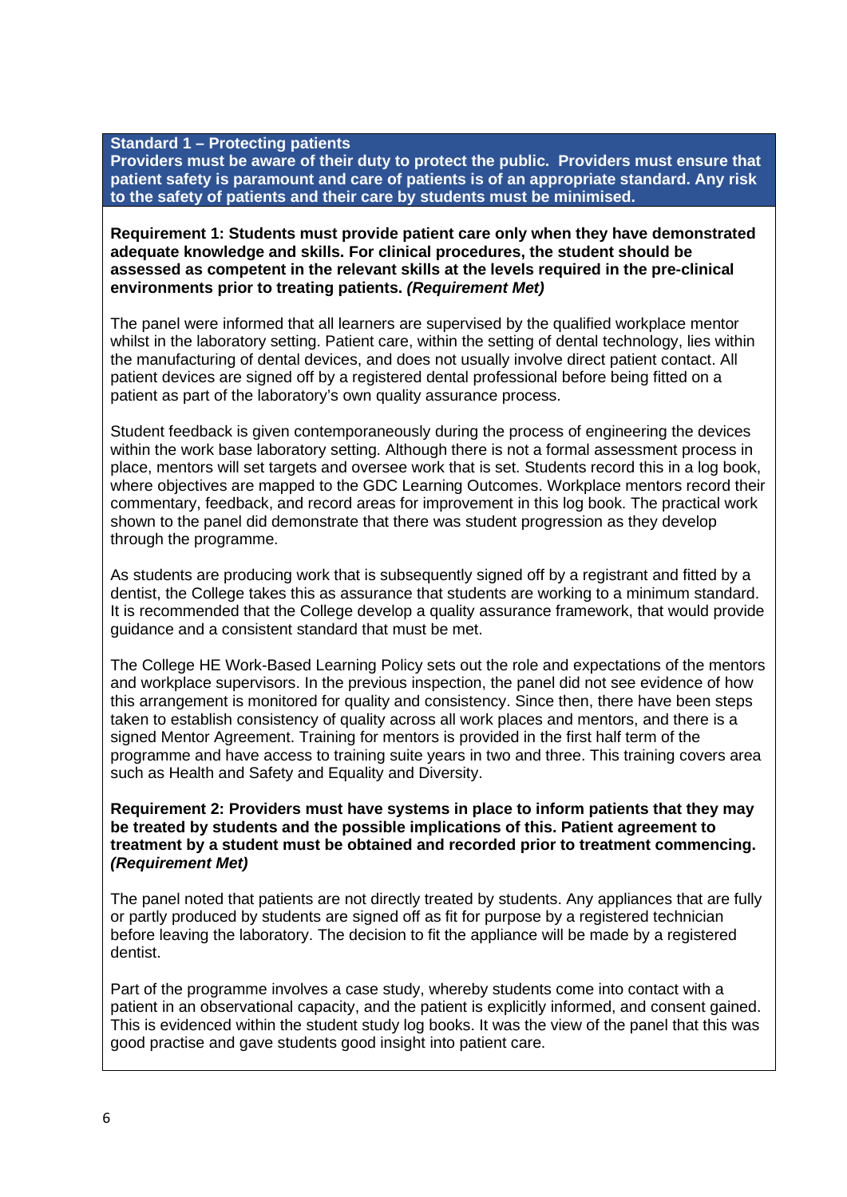**Standard 1 – Protecting patients**
**Providers must be aware of their duty to protect the public. Providers must ensure that patient safety is paramount and care of patients is of an appropriate standard. Any risk to the safety of patients and their care by students must be minimised.**

**Requirement 1: Students must provide patient care only when they have demonstrated adequate knowledge and skills. For clinical procedures, the student should be assessed as competent in the relevant skills at the levels required in the pre-clinical environments prior to treating patients. *(Requirement Met)***

The panel were informed that all learners are supervised by the qualified workplace mentor whilst in the laboratory setting. Patient care, within the setting of dental technology, lies within the manufacturing of dental devices, and does not usually involve direct patient contact. All patient devices are signed off by a registered dental professional before being fitted on a patient as part of the laboratory's own quality assurance process.

Student feedback is given contemporaneously during the process of engineering the devices within the work base laboratory setting. Although there is not a formal assessment process in place, mentors will set targets and oversee work that is set. Students record this in a log book, where objectives are mapped to the GDC Learning Outcomes. Workplace mentors record their commentary, feedback, and record areas for improvement in this log book. The practical work shown to the panel did demonstrate that there was student progression as they develop through the programme.

As students are producing work that is subsequently signed off by a registrant and fitted by a dentist, the College takes this as assurance that students are working to a minimum standard. It is recommended that the College develop a quality assurance framework, that would provide guidance and a consistent standard that must be met.

The College HE Work-Based Learning Policy sets out the role and expectations of the mentors and workplace supervisors. In the previous inspection, the panel did not see evidence of how this arrangement is monitored for quality and consistency. Since then, there have been steps taken to establish consistency of quality across all work places and mentors, and there is a signed Mentor Agreement. Training for mentors is provided in the first half term of the programme and have access to training suite years in two and three. This training covers area such as Health and Safety and Equality and Diversity.

**Requirement 2: Providers must have systems in place to inform patients that they may be treated by students and the possible implications of this. Patient agreement to treatment by a student must be obtained and recorded prior to treatment commencing. *(Requirement Met)***

The panel noted that patients are not directly treated by students. Any appliances that are fully or partly produced by students are signed off as fit for purpose by a registered technician before leaving the laboratory. The decision to fit the appliance will be made by a registered dentist.

Part of the programme involves a case study, whereby students come into contact with a patient in an observational capacity, and the patient is explicitly informed, and consent gained. This is evidenced within the student study log books. It was the view of the panel that this was good practise and gave students good insight into patient care.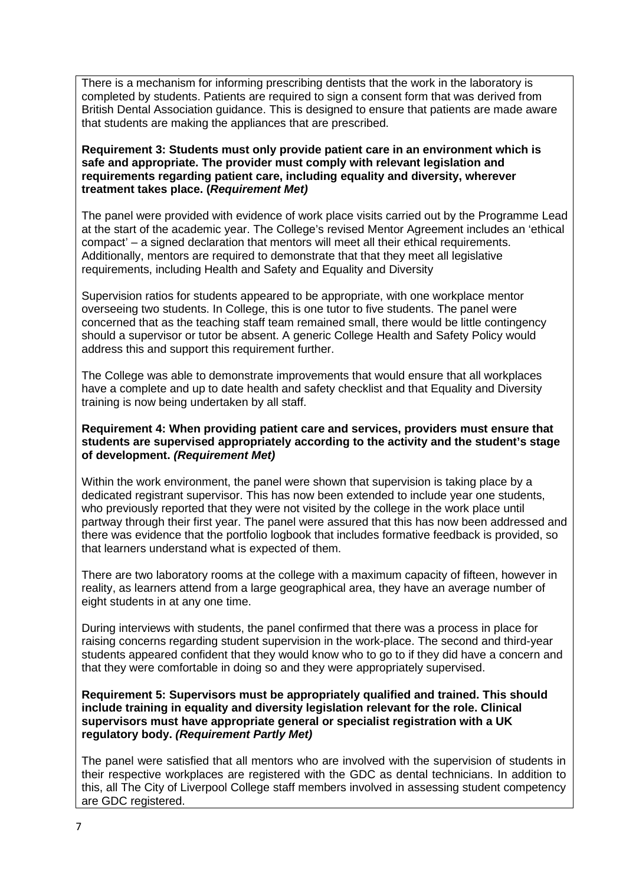There is a mechanism for informing prescribing dentists that the work in the laboratory is completed by students. Patients are required to sign a consent form that was derived from British Dental Association guidance. This is designed to ensure that patients are made aware that students are making the appliances that are prescribed.

**Requirement 3: Students must only provide patient care in an environment which is safe and appropriate. The provider must comply with relevant legislation and requirements regarding patient care, including equality and diversity, wherever treatment takes place. (*Requirement Met)***

The panel were provided with evidence of work place visits carried out by the Programme Lead at the start of the academic year. The College's revised Mentor Agreement includes an 'ethical compact' – a signed declaration that mentors will meet all their ethical requirements. Additionally, mentors are required to demonstrate that that they meet all legislative requirements, including Health and Safety and Equality and Diversity

Supervision ratios for students appeared to be appropriate, with one workplace mentor overseeing two students. In College, this is one tutor to five students. The panel were concerned that as the teaching staff team remained small, there would be little contingency should a supervisor or tutor be absent. A generic College Health and Safety Policy would address this and support this requirement further.

The College was able to demonstrate improvements that would ensure that all workplaces have a complete and up to date health and safety checklist and that Equality and Diversity training is now being undertaken by all staff.

**Requirement 4: When providing patient care and services, providers must ensure that students are supervised appropriately according to the activity and the student's stage of development. *(Requirement Met)***

Within the work environment, the panel were shown that supervision is taking place by a dedicated registrant supervisor. This has now been extended to include year one students, who previously reported that they were not visited by the college in the work place until partway through their first year. The panel were assured that this has now been addressed and there was evidence that the portfolio logbook that includes formative feedback is provided, so that learners understand what is expected of them.

There are two laboratory rooms at the college with a maximum capacity of fifteen, however in reality, as learners attend from a large geographical area, they have an average number of eight students in at any one time.

During interviews with students, the panel confirmed that there was a process in place for raising concerns regarding student supervision in the work-place. The second and third-year students appeared confident that they would know who to go to if they did have a concern and that they were comfortable in doing so and they were appropriately supervised.

**Requirement 5: Supervisors must be appropriately qualified and trained. This should include training in equality and diversity legislation relevant for the role. Clinical supervisors must have appropriate general or specialist registration with a UK regulatory body. *(Requirement Partly Met)***

The panel were satisfied that all mentors who are involved with the supervision of students in their respective workplaces are registered with the GDC as dental technicians. In addition to this, all The City of Liverpool College staff members involved in assessing student competency are GDC registered.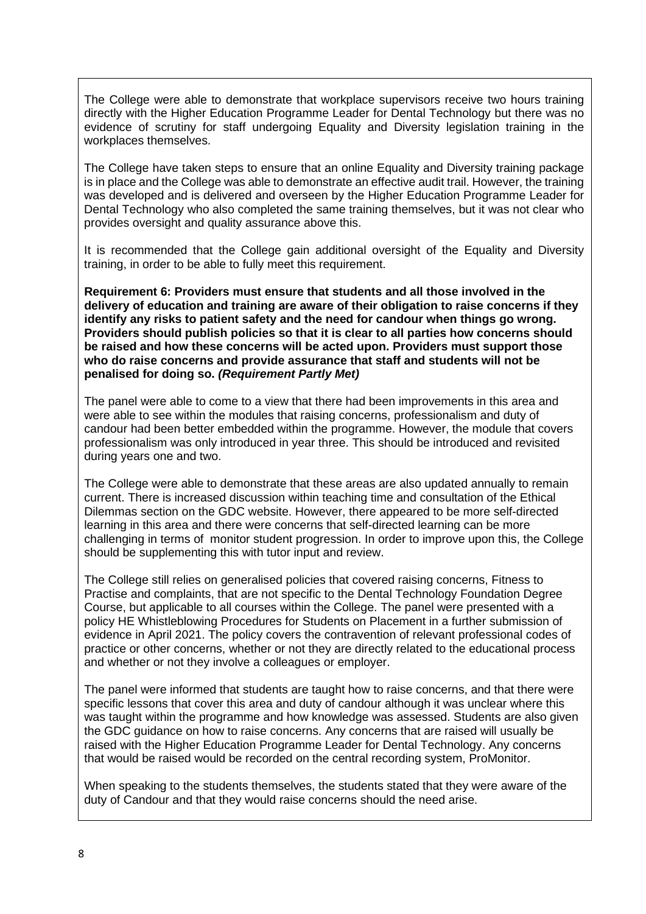The College were able to demonstrate that workplace supervisors receive two hours training directly with the Higher Education Programme Leader for Dental Technology but there was no evidence of scrutiny for staff undergoing Equality and Diversity legislation training in the workplaces themselves.

The College have taken steps to ensure that an online Equality and Diversity training package is in place and the College was able to demonstrate an effective audit trail. However, the training was developed and is delivered and overseen by the Higher Education Programme Leader for Dental Technology who also completed the same training themselves, but it was not clear who provides oversight and quality assurance above this.

It is recommended that the College gain additional oversight of the Equality and Diversity training, in order to be able to fully meet this requirement.

**Requirement 6: Providers must ensure that students and all those involved in the delivery of education and training are aware of their obligation to raise concerns if they identify any risks to patient safety and the need for candour when things go wrong. Providers should publish policies so that it is clear to all parties how concerns should be raised and how these concerns will be acted upon. Providers must support those who do raise concerns and provide assurance that staff and students will not be penalised for doing so.** ***(Requirement Partly Met)***

The panel were able to come to a view that there had been improvements in this area and were able to see within the modules that raising concerns, professionalism and duty of candour had been better embedded within the programme. However, the module that covers professionalism was only introduced in year three. This should be introduced and revisited during years one and two.

The College were able to demonstrate that these areas are also updated annually to remain current. There is increased discussion within teaching time and consultation of the Ethical Dilemmas section on the GDC website. However, there appeared to be more self-directed learning in this area and there were concerns that self-directed learning can be more challenging in terms of monitor student progression. In order to improve upon this, the College should be supplementing this with tutor input and review.

The College still relies on generalised policies that covered raising concerns, Fitness to Practise and complaints, that are not specific to the Dental Technology Foundation Degree Course, but applicable to all courses within the College. The panel were presented with a policy HE Whistleblowing Procedures for Students on Placement in a further submission of evidence in April 2021. The policy covers the contravention of relevant professional codes of practice or other concerns, whether or not they are directly related to the educational process and whether or not they involve a colleagues or employer.

The panel were informed that students are taught how to raise concerns, and that there were specific lessons that cover this area and duty of candour although it was unclear where this was taught within the programme and how knowledge was assessed. Students are also given the GDC guidance on how to raise concerns. Any concerns that are raised will usually be raised with the Higher Education Programme Leader for Dental Technology. Any concerns that would be raised would be recorded on the central recording system, ProMonitor.

When speaking to the students themselves, the students stated that they were aware of the duty of Candour and that they would raise concerns should the need arise.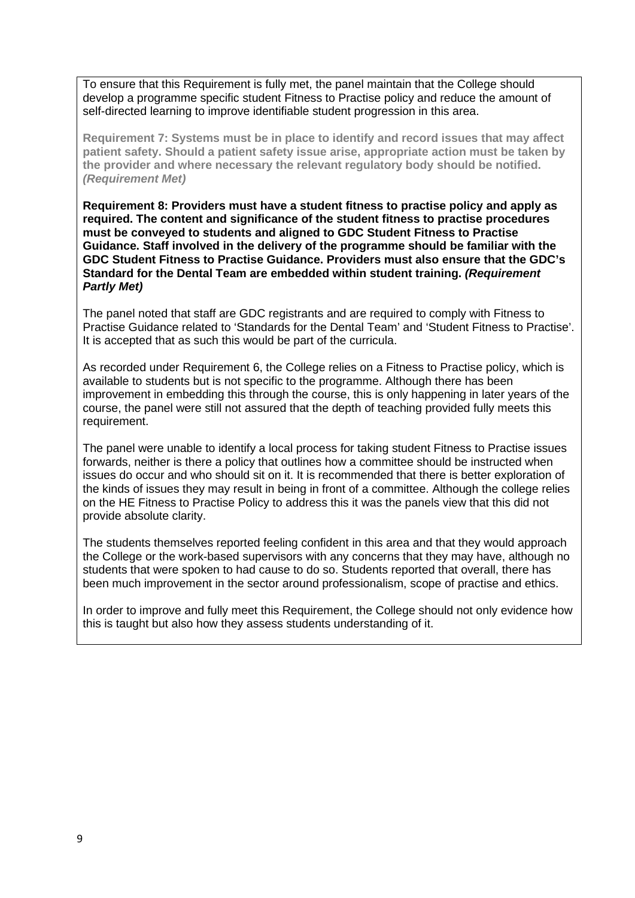To ensure that this Requirement is fully met, the panel maintain that the College should develop a programme specific student Fitness to Practise policy and reduce the amount of self-directed learning to improve identifiable student progression in this area.

**Requirement 7: Systems must be in place to identify and record issues that may affect patient safety. Should a patient safety issue arise, appropriate action must be taken by the provider and where necessary the relevant regulatory body should be notified. *(Requirement Met)***

**Requirement 8: Providers must have a student fitness to practise policy and apply as required. The content and significance of the student fitness to practise procedures must be conveyed to students and aligned to GDC Student Fitness to Practise Guidance. Staff involved in the delivery of the programme should be familiar with the GDC Student Fitness to Practise Guidance. Providers must also ensure that the GDC's Standard for the Dental Team are embedded within student training. *(Requirement Partly Met)***

The panel noted that staff are GDC registrants and are required to comply with Fitness to Practise Guidance related to 'Standards for the Dental Team' and 'Student Fitness to Practise'. It is accepted that as such this would be part of the curricula.

As recorded under Requirement 6, the College relies on a Fitness to Practise policy, which is available to students but is not specific to the programme. Although there has been improvement in embedding this through the course, this is only happening in later years of the course, the panel were still not assured that the depth of teaching provided fully meets this requirement.

The panel were unable to identify a local process for taking student Fitness to Practise issues forwards, neither is there a policy that outlines how a committee should be instructed when issues do occur and who should sit on it. It is recommended that there is better exploration of the kinds of issues they may result in being in front of a committee. Although the college relies on the HE Fitness to Practise Policy to address this it was the panels view that this did not provide absolute clarity.

The students themselves reported feeling confident in this area and that they would approach the College or the work-based supervisors with any concerns that they may have, although no students that were spoken to had cause to do so. Students reported that overall, there has been much improvement in the sector around professionalism, scope of practise and ethics.

In order to improve and fully meet this Requirement, the College should not only evidence how this is taught but also how they assess students understanding of it.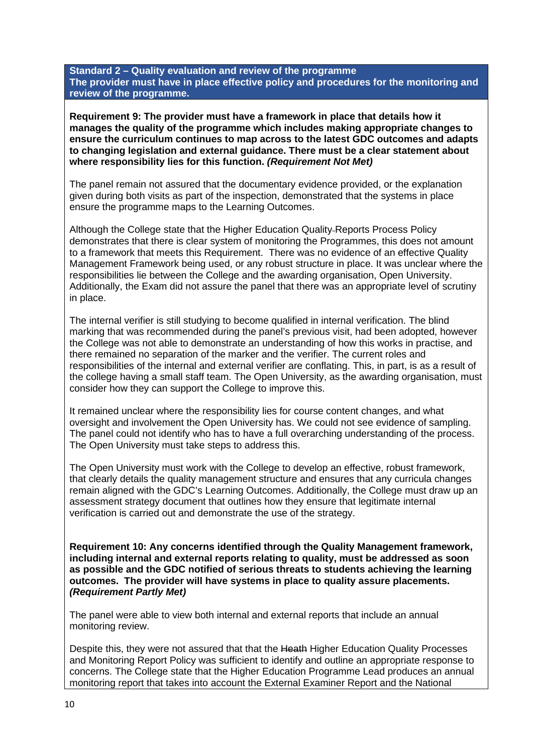**Standard 2 – Quality evaluation and review of the programme**
**The provider must have in place effective policy and procedures for the monitoring and review of the programme.**

**Requirement 9: The provider must have a framework in place that details how it manages the quality of the programme which includes making appropriate changes to ensure the curriculum continues to map across to the latest GDC outcomes and adapts to changing legislation and external guidance. There must be a clear statement about where responsibility lies for this function. *(Requirement Not Met)***

The panel remain not assured that the documentary evidence provided, or the explanation given during both visits as part of the inspection, demonstrated that the systems in place ensure the programme maps to the Learning Outcomes.

Although the College state that the Higher Education Quality Reports Process Policy demonstrates that there is clear system of monitoring the Programmes, this does not amount to a framework that meets this Requirement. There was no evidence of an effective Quality Management Framework being used, or any robust structure in place. It was unclear where the responsibilities lie between the College and the awarding organisation, Open University. Additionally, the Exam did not assure the panel that there was an appropriate level of scrutiny in place.

The internal verifier is still studying to become qualified in internal verification. The blind marking that was recommended during the panel's previous visit, had been adopted, however the College was not able to demonstrate an understanding of how this works in practise, and there remained no separation of the marker and the verifier. The current roles and responsibilities of the internal and external verifier are conflating. This, in part, is as a result of the college having a small staff team. The Open University, as the awarding organisation, must consider how they can support the College to improve this.

It remained unclear where the responsibility lies for course content changes, and what oversight and involvement the Open University has. We could not see evidence of sampling. The panel could not identify who has to have a full overarching understanding of the process. The Open University must take steps to address this.

The Open University must work with the College to develop an effective, robust framework, that clearly details the quality management structure and ensures that any curricula changes remain aligned with the GDC's Learning Outcomes. Additionally, the College must draw up an assessment strategy document that outlines how they ensure that legitimate internal verification is carried out and demonstrate the use of the strategy.

**Requirement 10: Any concerns identified through the Quality Management framework, including internal and external reports relating to quality, must be addressed as soon as possible and the GDC notified of serious threats to students achieving the learning outcomes. The provider will have systems in place to quality assure placements. *(Requirement Partly Met)***

The panel were able to view both internal and external reports that include an annual monitoring review.

Despite this, they were not assured that that the ~~Heath~~ Higher Education Quality Processes and Monitoring Report Policy was sufficient to identify and outline an appropriate response to concerns. The College state that the Higher Education Programme Lead produces an annual monitoring report that takes into account the External Examiner Report and the National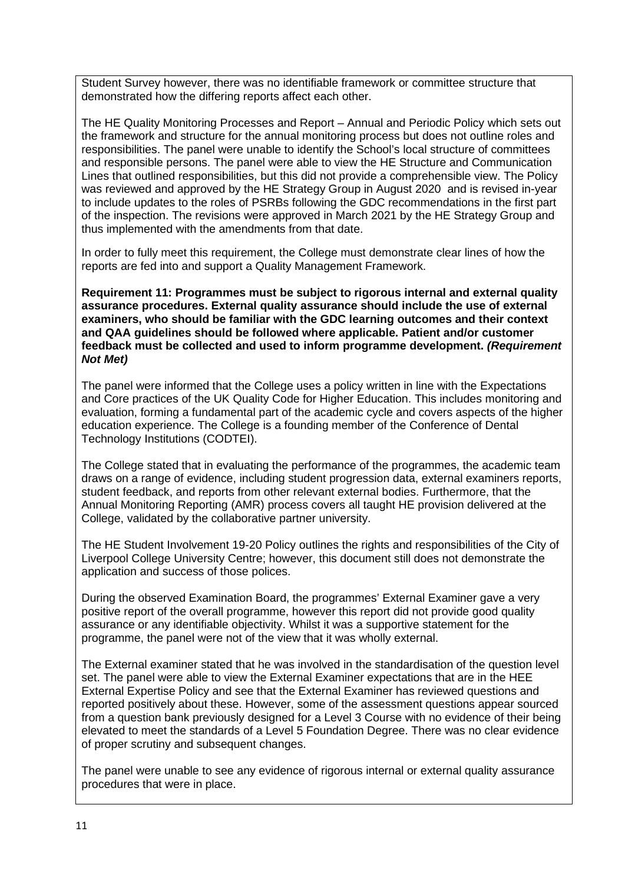Student Survey however, there was no identifiable framework or committee structure that demonstrated how the differing reports affect each other.

The HE Quality Monitoring Processes and Report – Annual and Periodic Policy which sets out the framework and structure for the annual monitoring process but does not outline roles and responsibilities. The panel were unable to identify the School's local structure of committees and responsible persons. The panel were able to view the HE Structure and Communication Lines that outlined responsibilities, but this did not provide a comprehensible view. The Policy was reviewed and approved by the HE Strategy Group in August 2020 and is revised in-year to include updates to the roles of PSRBs following the GDC recommendations in the first part of the inspection. The revisions were approved in March 2021 by the HE Strategy Group and thus implemented with the amendments from that date.

In order to fully meet this requirement, the College must demonstrate clear lines of how the reports are fed into and support a Quality Management Framework.

**Requirement 11: Programmes must be subject to rigorous internal and external quality assurance procedures. External quality assurance should include the use of external examiners, who should be familiar with the GDC learning outcomes and their context and QAA guidelines should be followed where applicable. Patient and/or customer feedback must be collected and used to inform programme development.** ***(Requirement Not Met)***

The panel were informed that the College uses a policy written in line with the Expectations and Core practices of the UK Quality Code for Higher Education. This includes monitoring and evaluation, forming a fundamental part of the academic cycle and covers aspects of the higher education experience. The College is a founding member of the Conference of Dental Technology Institutions (CODTEI).

The College stated that in evaluating the performance of the programmes, the academic team draws on a range of evidence, including student progression data, external examiners reports, student feedback, and reports from other relevant external bodies. Furthermore, that the Annual Monitoring Reporting (AMR) process covers all taught HE provision delivered at the College, validated by the collaborative partner university.

The HE Student Involvement 19-20 Policy outlines the rights and responsibilities of the City of Liverpool College University Centre; however, this document still does not demonstrate the application and success of those polices.

During the observed Examination Board, the programmes' External Examiner gave a very positive report of the overall programme, however this report did not provide good quality assurance or any identifiable objectivity. Whilst it was a supportive statement for the programme, the panel were not of the view that it was wholly external.

The External examiner stated that he was involved in the standardisation of the question level set. The panel were able to view the External Examiner expectations that are in the HEE External Expertise Policy and see that the External Examiner has reviewed questions and reported positively about these. However, some of the assessment questions appear sourced from a question bank previously designed for a Level 3 Course with no evidence of their being elevated to meet the standards of a Level 5 Foundation Degree. There was no clear evidence of proper scrutiny and subsequent changes.

The panel were unable to see any evidence of rigorous internal or external quality assurance procedures that were in place.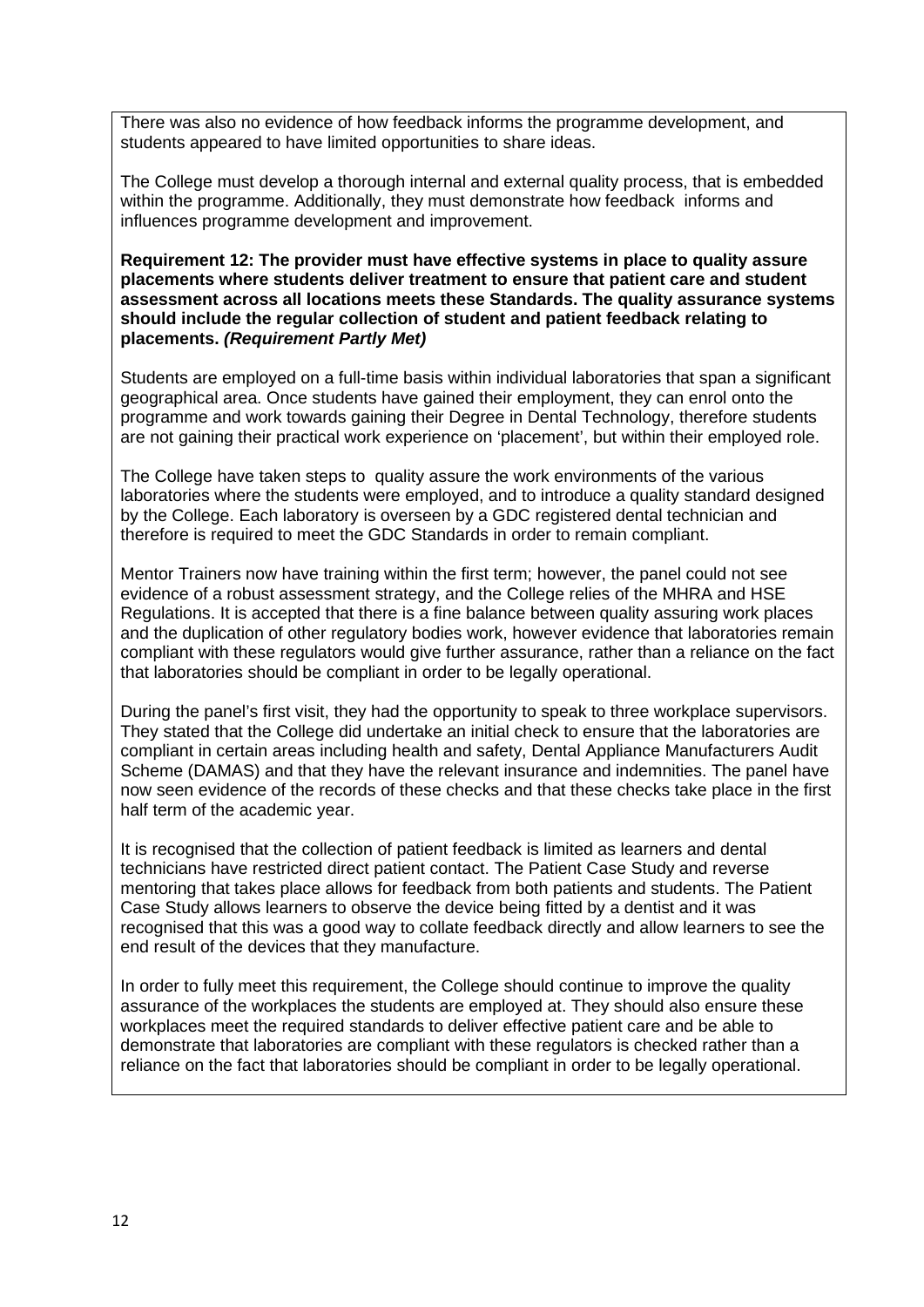There was also no evidence of how feedback informs the programme development, and students appeared to have limited opportunities to share ideas.

The College must develop a thorough internal and external quality process, that is embedded within the programme. Additionally, they must demonstrate how feedback informs and influences programme development and improvement.

**Requirement 12: The provider must have effective systems in place to quality assure placements where students deliver treatment to ensure that patient care and student assessment across all locations meets these Standards. The quality assurance systems should include the regular collection of student and patient feedback relating to placements. *(Requirement Partly Met)***

Students are employed on a full-time basis within individual laboratories that span a significant geographical area. Once students have gained their employment, they can enrol onto the programme and work towards gaining their Degree in Dental Technology, therefore students are not gaining their practical work experience on 'placement', but within their employed role.

The College have taken steps to quality assure the work environments of the various laboratories where the students were employed, and to introduce a quality standard designed by the College. Each laboratory is overseen by a GDC registered dental technician and therefore is required to meet the GDC Standards in order to remain compliant.

Mentor Trainers now have training within the first term; however, the panel could not see evidence of a robust assessment strategy, and the College relies of the MHRA and HSE Regulations. It is accepted that there is a fine balance between quality assuring work places and the duplication of other regulatory bodies work, however evidence that laboratories remain compliant with these regulators would give further assurance, rather than a reliance on the fact that laboratories should be compliant in order to be legally operational.

During the panel's first visit, they had the opportunity to speak to three workplace supervisors. They stated that the College did undertake an initial check to ensure that the laboratories are compliant in certain areas including health and safety, Dental Appliance Manufacturers Audit Scheme (DAMAS) and that they have the relevant insurance and indemnities. The panel have now seen evidence of the records of these checks and that these checks take place in the first half term of the academic year.

It is recognised that the collection of patient feedback is limited as learners and dental technicians have restricted direct patient contact. The Patient Case Study and reverse mentoring that takes place allows for feedback from both patients and students. The Patient Case Study allows learners to observe the device being fitted by a dentist and it was recognised that this was a good way to collate feedback directly and allow learners to see the end result of the devices that they manufacture.

In order to fully meet this requirement, the College should continue to improve the quality assurance of the workplaces the students are employed at. They should also ensure these workplaces meet the required standards to deliver effective patient care and be able to demonstrate that laboratories are compliant with these regulators is checked rather than a reliance on the fact that laboratories should be compliant in order to be legally operational.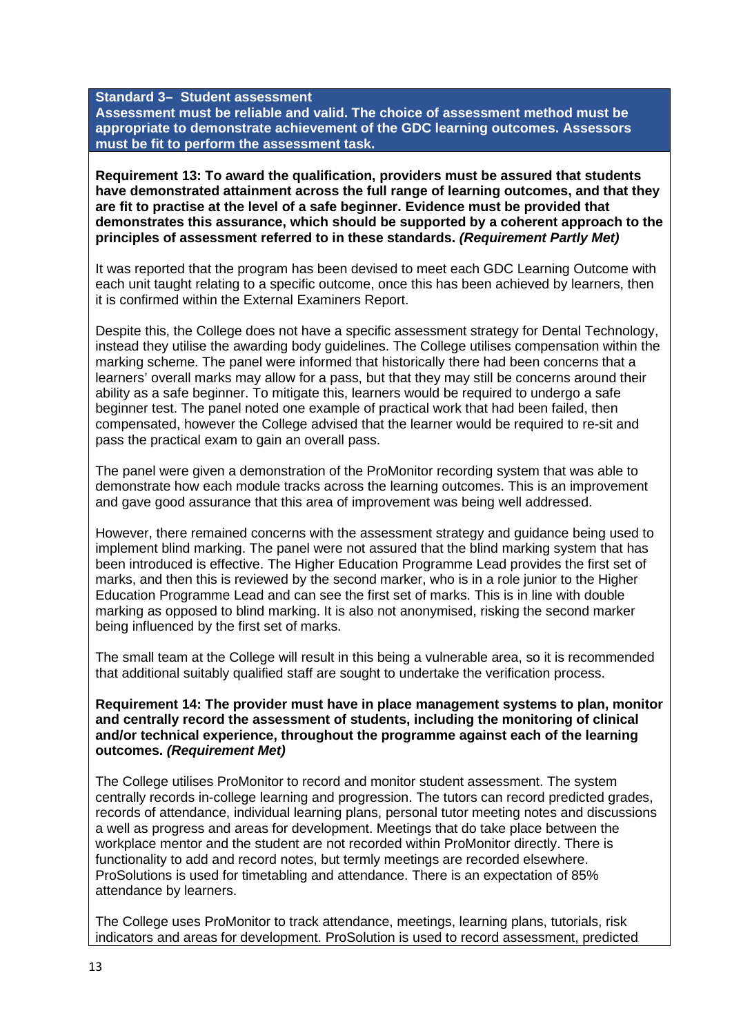**Standard 3– Student assessment**
**Assessment must be reliable and valid. The choice of assessment method must be appropriate to demonstrate achievement of the GDC learning outcomes. Assessors must be fit to perform the assessment task.**

**Requirement 13: To award the qualification, providers must be assured that students have demonstrated attainment across the full range of learning outcomes, and that they are fit to practise at the level of a safe beginner. Evidence must be provided that demonstrates this assurance, which should be supported by a coherent approach to the principles of assessment referred to in these standards. *(Requirement Partly Met)***

It was reported that the program has been devised to meet each GDC Learning Outcome with each unit taught relating to a specific outcome, once this has been achieved by learners, then it is confirmed within the External Examiners Report.

Despite this, the College does not have a specific assessment strategy for Dental Technology, instead they utilise the awarding body guidelines. The College utilises compensation within the marking scheme. The panel were informed that historically there had been concerns that a learners' overall marks may allow for a pass, but that they may still be concerns around their ability as a safe beginner. To mitigate this, learners would be required to undergo a safe beginner test. The panel noted one example of practical work that had been failed, then compensated, however the College advised that the learner would be required to re-sit and pass the practical exam to gain an overall pass.

The panel were given a demonstration of the ProMonitor recording system that was able to demonstrate how each module tracks across the learning outcomes. This is an improvement and gave good assurance that this area of improvement was being well addressed.

However, there remained concerns with the assessment strategy and guidance being used to implement blind marking. The panel were not assured that the blind marking system that has been introduced is effective. The Higher Education Programme Lead provides the first set of marks, and then this is reviewed by the second marker, who is in a role junior to the Higher Education Programme Lead and can see the first set of marks. This is in line with double marking as opposed to blind marking. It is also not anonymised, risking the second marker being influenced by the first set of marks.

The small team at the College will result in this being a vulnerable area, so it is recommended that additional suitably qualified staff are sought to undertake the verification process.

**Requirement 14: The provider must have in place management systems to plan, monitor and centrally record the assessment of students, including the monitoring of clinical and/or technical experience, throughout the programme against each of the learning outcomes. *(Requirement Met)***

The College utilises ProMonitor to record and monitor student assessment. The system centrally records in-college learning and progression. The tutors can record predicted grades, records of attendance, individual learning plans, personal tutor meeting notes and discussions a well as progress and areas for development. Meetings that do take place between the workplace mentor and the student are not recorded within ProMonitor directly. There is functionality to add and record notes, but termly meetings are recorded elsewhere. ProSolutions is used for timetabling and attendance. There is an expectation of 85% attendance by learners.

The College uses ProMonitor to track attendance, meetings, learning plans, tutorials, risk indicators and areas for development. ProSolution is used to record assessment, predicted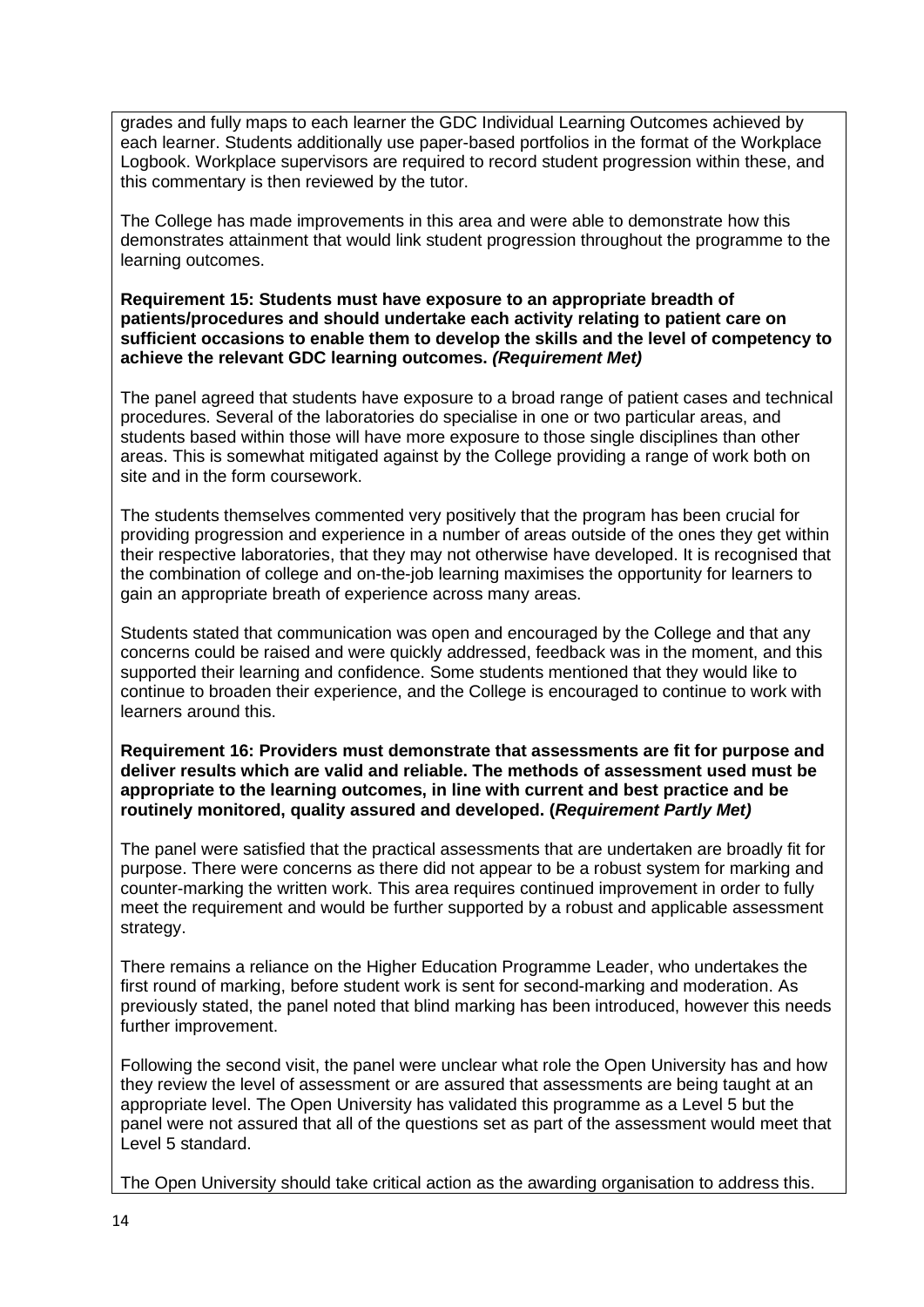grades and fully maps to each learner the GDC Individual Learning Outcomes achieved by each learner. Students additionally use paper-based portfolios in the format of the Workplace Logbook. Workplace supervisors are required to record student progression within these, and this commentary is then reviewed by the tutor.

The College has made improvements in this area and were able to demonstrate how this demonstrates attainment that would link student progression throughout the programme to the learning outcomes.

**Requirement 15: Students must have exposure to an appropriate breadth of patients/procedures and should undertake each activity relating to patient care on sufficient occasions to enable them to develop the skills and the level of competency to achieve the relevant GDC learning outcomes. *(Requirement Met)***

The panel agreed that students have exposure to a broad range of patient cases and technical procedures. Several of the laboratories do specialise in one or two particular areas, and students based within those will have more exposure to those single disciplines than other areas. This is somewhat mitigated against by the College providing a range of work both on site and in the form coursework.

The students themselves commented very positively that the program has been crucial for providing progression and experience in a number of areas outside of the ones they get within their respective laboratories, that they may not otherwise have developed. It is recognised that the combination of college and on-the-job learning maximises the opportunity for learners to gain an appropriate breath of experience across many areas.

Students stated that communication was open and encouraged by the College and that any concerns could be raised and were quickly addressed, feedback was in the moment, and this supported their learning and confidence. Some students mentioned that they would like to continue to broaden their experience, and the College is encouraged to continue to work with learners around this.

**Requirement 16: Providers must demonstrate that assessments are fit for purpose and deliver results which are valid and reliable. The methods of assessment used must be appropriate to the learning outcomes, in line with current and best practice and be routinely monitored, quality assured and developed. (*Requirement Partly Met)***

The panel were satisfied that the practical assessments that are undertaken are broadly fit for purpose. There were concerns as there did not appear to be a robust system for marking and counter-marking the written work. This area requires continued improvement in order to fully meet the requirement and would be further supported by a robust and applicable assessment strategy.

There remains a reliance on the Higher Education Programme Leader, who undertakes the first round of marking, before student work is sent for second-marking and moderation. As previously stated, the panel noted that blind marking has been introduced, however this needs further improvement.

Following the second visit, the panel were unclear what role the Open University has and how they review the level of assessment or are assured that assessments are being taught at an appropriate level. The Open University has validated this programme as a Level 5 but the panel were not assured that all of the questions set as part of the assessment would meet that Level 5 standard.

The Open University should take critical action as the awarding organisation to address this.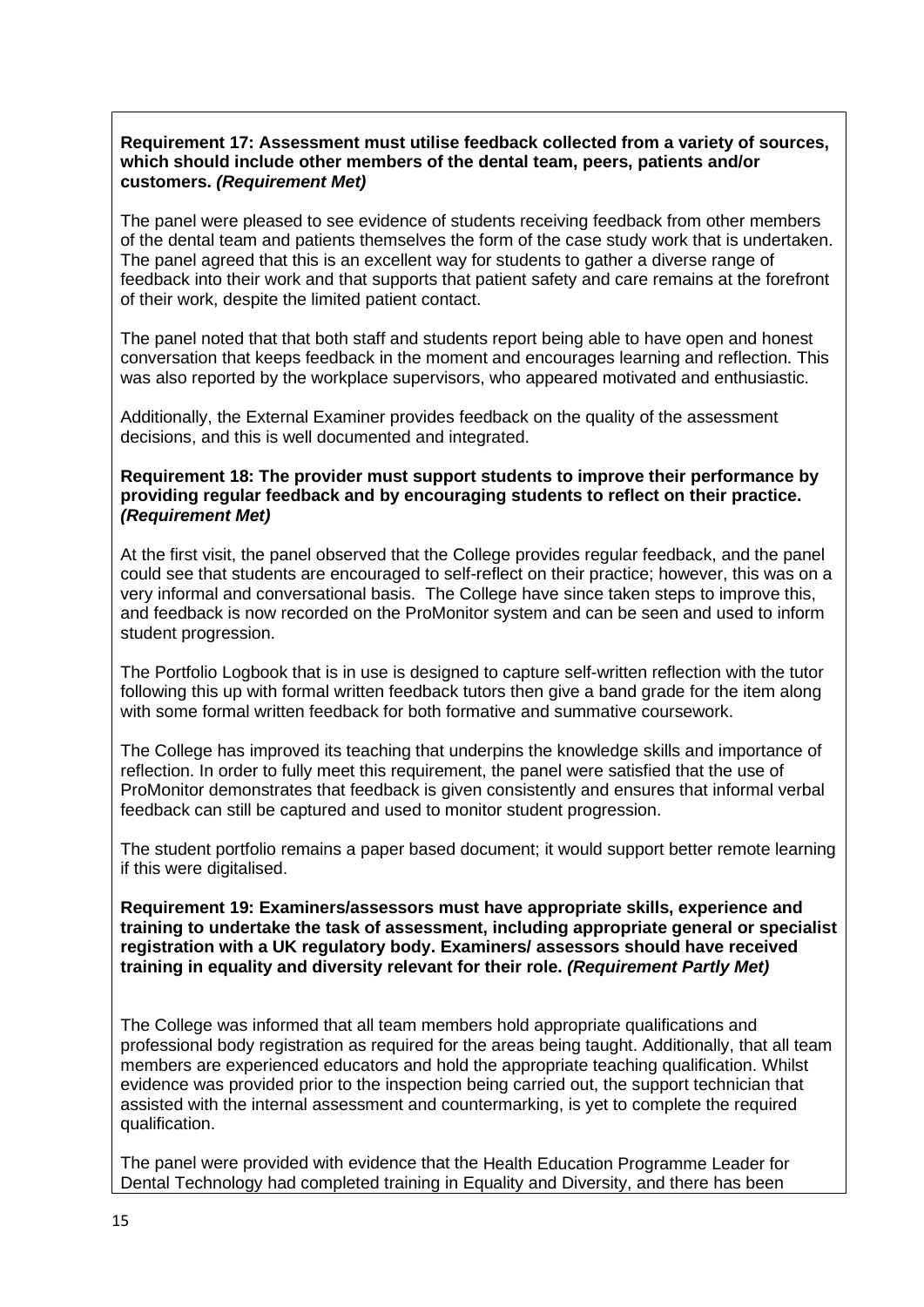**Requirement 17: Assessment must utilise feedback collected from a variety of sources, which should include other members of the dental team, peers, patients and/or customers. *(Requirement Met)***

The panel were pleased to see evidence of students receiving feedback from other members of the dental team and patients themselves the form of the case study work that is undertaken. The panel agreed that this is an excellent way for students to gather a diverse range of feedback into their work and that supports that patient safety and care remains at the forefront of their work, despite the limited patient contact.

The panel noted that that both staff and students report being able to have open and honest conversation that keeps feedback in the moment and encourages learning and reflection. This was also reported by the workplace supervisors, who appeared motivated and enthusiastic.

Additionally, the External Examiner provides feedback on the quality of the assessment decisions, and this is well documented and integrated.

**Requirement 18: The provider must support students to improve their performance by providing regular feedback and by encouraging students to reflect on their practice. *(Requirement Met)***

At the first visit, the panel observed that the College provides regular feedback, and the panel could see that students are encouraged to self-reflect on their practice; however, this was on a very informal and conversational basis. The College have since taken steps to improve this, and feedback is now recorded on the ProMonitor system and can be seen and used to inform student progression.

The Portfolio Logbook that is in use is designed to capture self-written reflection with the tutor following this up with formal written feedback tutors then give a band grade for the item along with some formal written feedback for both formative and summative coursework.

The College has improved its teaching that underpins the knowledge skills and importance of reflection. In order to fully meet this requirement, the panel were satisfied that the use of ProMonitor demonstrates that feedback is given consistently and ensures that informal verbal feedback can still be captured and used to monitor student progression.

The student portfolio remains a paper based document; it would support better remote learning if this were digitalised.

**Requirement 19: Examiners/assessors must have appropriate skills, experience and training to undertake the task of assessment, including appropriate general or specialist registration with a UK regulatory body. Examiners/ assessors should have received training in equality and diversity relevant for their role. *(Requirement Partly Met)***

The College was informed that all team members hold appropriate qualifications and professional body registration as required for the areas being taught. Additionally, that all team members are experienced educators and hold the appropriate teaching qualification. Whilst evidence was provided prior to the inspection being carried out, the support technician that assisted with the internal assessment and countermarking, is yet to complete the required qualification.

The panel were provided with evidence that the Health Education Programme Leader for Dental Technology had completed training in Equality and Diversity, and there has been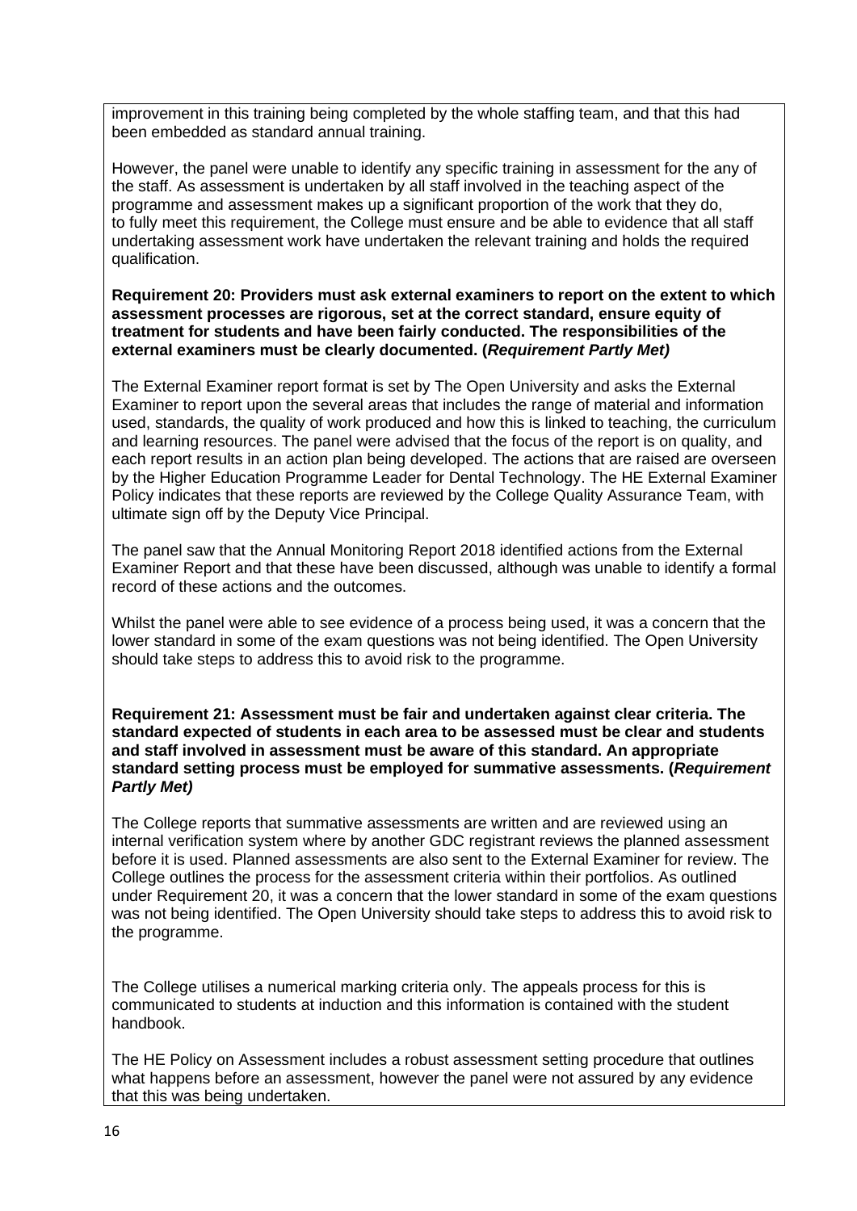improvement in this training being completed by the whole staffing team, and that this had been embedded as standard annual training.

However, the panel were unable to identify any specific training in assessment for the any of the staff. As assessment is undertaken by all staff involved in the teaching aspect of the programme and assessment makes up a significant proportion of the work that they do, to fully meet this requirement, the College must ensure and be able to evidence that all staff undertaking assessment work have undertaken the relevant training and holds the required qualification.

**Requirement 20: Providers must ask external examiners to report on the extent to which assessment processes are rigorous, set at the correct standard, ensure equity of treatment for students and have been fairly conducted. The responsibilities of the external examiners must be clearly documented. (*Requirement Partly Met)***

The External Examiner report format is set by The Open University and asks the External Examiner to report upon the several areas that includes the range of material and information used, standards, the quality of work produced and how this is linked to teaching, the curriculum and learning resources. The panel were advised that the focus of the report is on quality, and each report results in an action plan being developed. The actions that are raised are overseen by the Higher Education Programme Leader for Dental Technology. The HE External Examiner Policy indicates that these reports are reviewed by the College Quality Assurance Team, with ultimate sign off by the Deputy Vice Principal.

The panel saw that the Annual Monitoring Report 2018 identified actions from the External Examiner Report and that these have been discussed, although was unable to identify a formal record of these actions and the outcomes.

Whilst the panel were able to see evidence of a process being used, it was a concern that the lower standard in some of the exam questions was not being identified. The Open University should take steps to address this to avoid risk to the programme.

**Requirement 21: Assessment must be fair and undertaken against clear criteria. The standard expected of students in each area to be assessed must be clear and students and staff involved in assessment must be aware of this standard. An appropriate standard setting process must be employed for summative assessments. (*Requirement Partly Met)***

The College reports that summative assessments are written and are reviewed using an internal verification system where by another GDC registrant reviews the planned assessment before it is used. Planned assessments are also sent to the External Examiner for review. The College outlines the process for the assessment criteria within their portfolios. As outlined under Requirement 20, it was a concern that the lower standard in some of the exam questions was not being identified. The Open University should take steps to address this to avoid risk to the programme.

The College utilises a numerical marking criteria only. The appeals process for this is communicated to students at induction and this information is contained with the student handbook.

The HE Policy on Assessment includes a robust assessment setting procedure that outlines what happens before an assessment, however the panel were not assured by any evidence that this was being undertaken.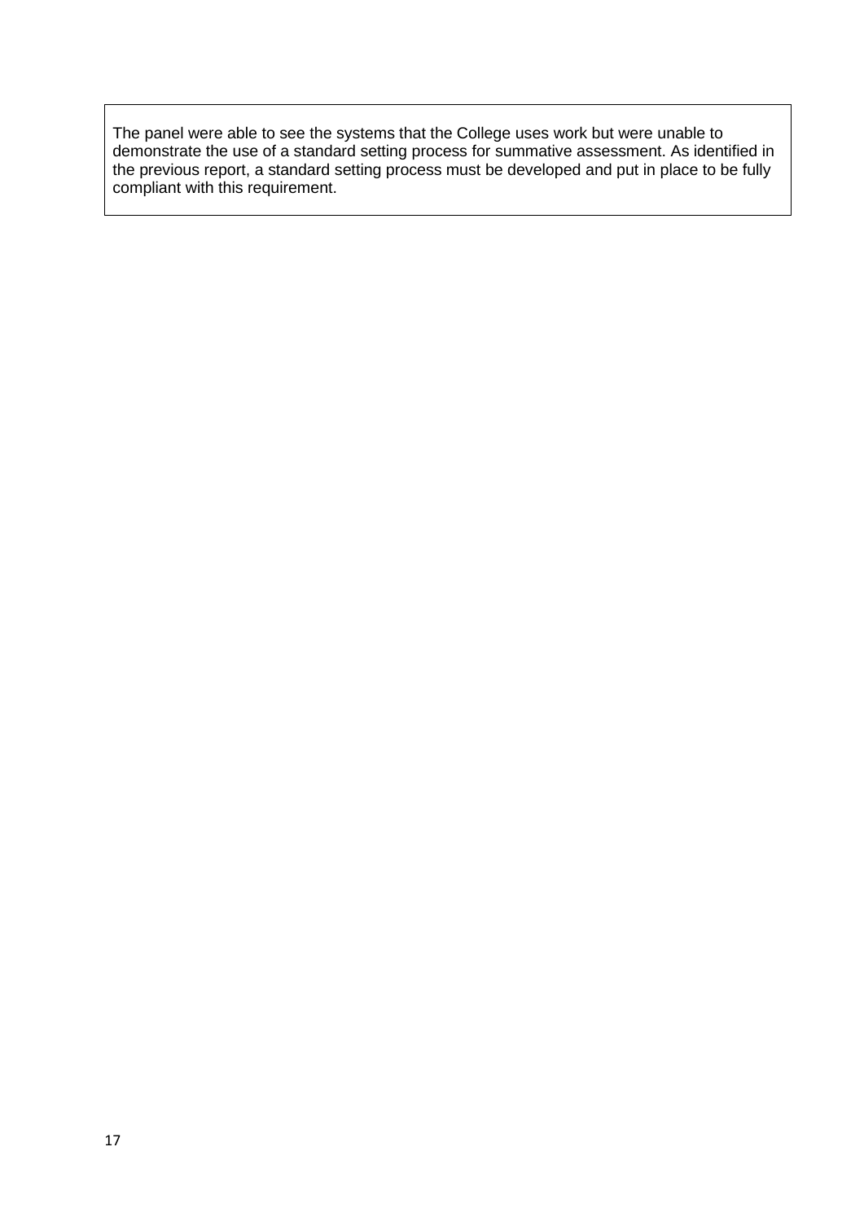The panel were able to see the systems that the College uses work but were unable to demonstrate the use of a standard setting process for summative assessment. As identified in the previous report, a standard setting process must be developed and put in place to be fully compliant with this requirement.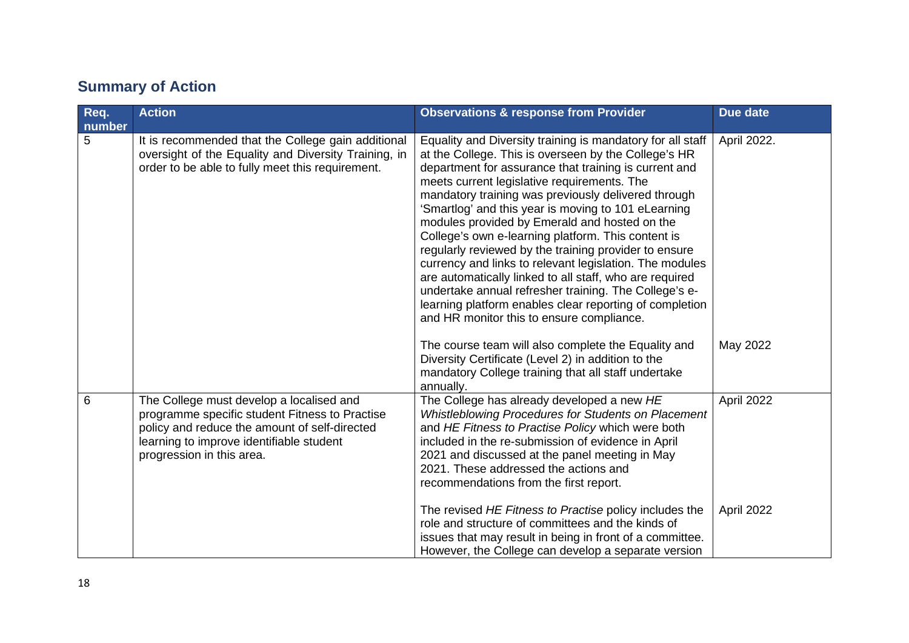## Summary of Action

| Req. number | Action | Observations & response from Provider | Due date |
|---|---|---|---|
| 5 | It is recommended that the College gain additional oversight of the Equality and Diversity Training, in order to be able to fully meet this requirement. | Equality and Diversity training is mandatory for all staff at the College. This is overseen by the College's HR department for assurance that training is current and meets current legislative requirements. The mandatory training was previously delivered through 'Smartlog' and this year is moving to 101 eLearning modules provided by Emerald and hosted on the College's own e-learning platform. This content is regularly reviewed by the training provider to ensure currency and links to relevant legislation. The modules are automatically linked to all staff, who are required undertake annual refresher training. The College's e-learning platform enables clear reporting of completion and HR monitor this to ensure compliance. | April 2022. |
| | | The course team will also complete the Equality and Diversity Certificate (Level 2) in addition to the mandatory College training that all staff undertake annually. | May 2022 |
| 6 | The College must develop a localised and programme specific student Fitness to Practise policy and reduce the amount of self-directed learning to improve identifiable student progression in this area. | The College has already developed a new *HE Whistleblowing Procedures for Students on Placement* and *HE Fitness to Practise Policy* which were both included in the re-submission of evidence in April 2021 and discussed at the panel meeting in May 2021. These addressed the actions and recommendations from the first report. | April 2022 |
| | | The revised *HE Fitness to Practise* policy includes the role and structure of committees and the kinds of issues that may result in being in front of a committee. However, the College can develop a separate version | April 2022 |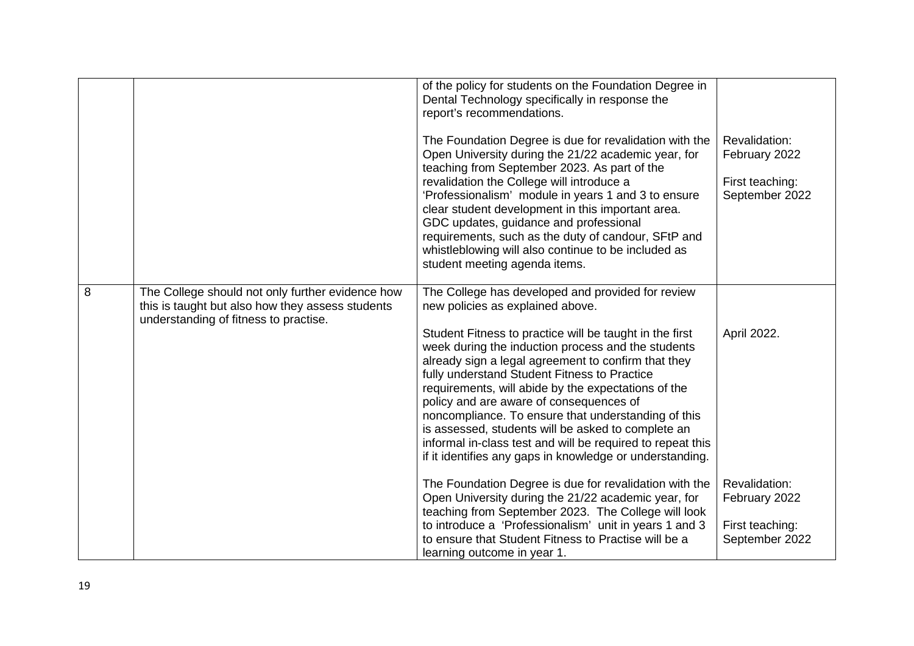| | | | |
|---|---|---|---|
| | | of the policy for students on the Foundation Degree in Dental Technology specifically in response the report's recommendations.<br><br>The Foundation Degree is due for revalidation with the Open University during the 21/22 academic year, for teaching from September 2023. As part of the revalidation the College will introduce a 'Professionalism' module in years 1 and 3 to ensure clear student development in this important area. GDC updates, guidance and professional requirements, such as the duty of candour, SFtP and whistleblowing will also continue to be included as student meeting agenda items. | Revalidation: February 2022<br><br>First teaching: September 2022 |
| 8 | The College should not only further evidence how this is taught but also how they assess students understanding of fitness to practise. | The College has developed and provided for review new policies as explained above.<br><br>Student Fitness to practice will be taught in the first week during the induction process and the students already sign a legal agreement to confirm that they fully understand Student Fitness to Practice requirements, will abide by the expectations of the policy and are aware of consequences of noncompliance. To ensure that understanding of this is assessed, students will be asked to complete an informal in-class test and will be required to repeat this if it identifies any gaps in knowledge or understanding.<br><br>The Foundation Degree is due for revalidation with the Open University during the 21/22 academic year, for teaching from September 2023. The College will look to introduce a 'Professionalism' unit in years 1 and 3 to ensure that Student Fitness to Practise will be a learning outcome in year 1. | April 2022.<br><br>Revalidation: February 2022<br><br>First teaching: September 2022 |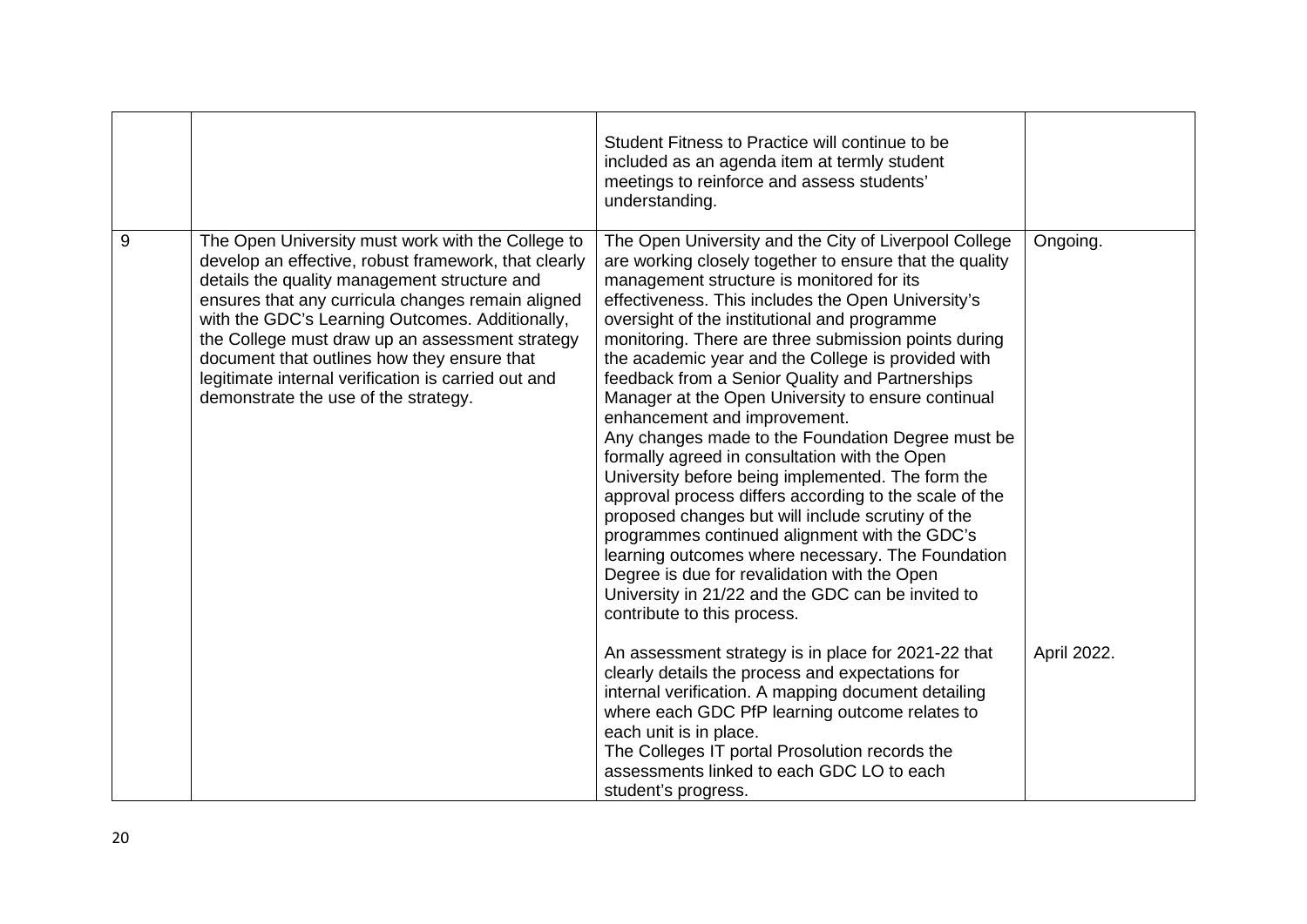| | | | |
|---|---|---|---|
| | | Student Fitness to Practice will continue to be included as an agenda item at termly student meetings to reinforce and assess students' understanding. | |
| 9 | The Open University must work with the College to develop an effective, robust framework, that clearly details the quality management structure and ensures that any curricula changes remain aligned with the GDC's Learning Outcomes. Additionally, the College must draw up an assessment strategy document that outlines how they ensure that legitimate internal verification is carried out and demonstrate the use of the strategy. | The Open University and the City of Liverpool College are working closely together to ensure that the quality management structure is monitored for its effectiveness. This includes the Open University's oversight of the institutional and programme monitoring. There are three submission points during the academic year and the College is provided with feedback from a Senior Quality and Partnerships Manager at the Open University to ensure continual enhancement and improvement.<br>Any changes made to the Foundation Degree must be formally agreed in consultation with the Open University before being implemented. The form the approval process differs according to the scale of the proposed changes but will include scrutiny of the programmes continued alignment with the GDC's learning outcomes where necessary. The Foundation Degree is due for revalidation with the Open University in 21/22 and the GDC can be invited to contribute to this process.<br><br>An assessment strategy is in place for 2021-22 that clearly details the process and expectations for internal verification. A mapping document detailing where each GDC PfP learning outcome relates to each unit is in place.<br>The Colleges IT portal Prosolution records the assessments linked to each GDC LO to each student's progress. | Ongoing.<br><br>April 2022. |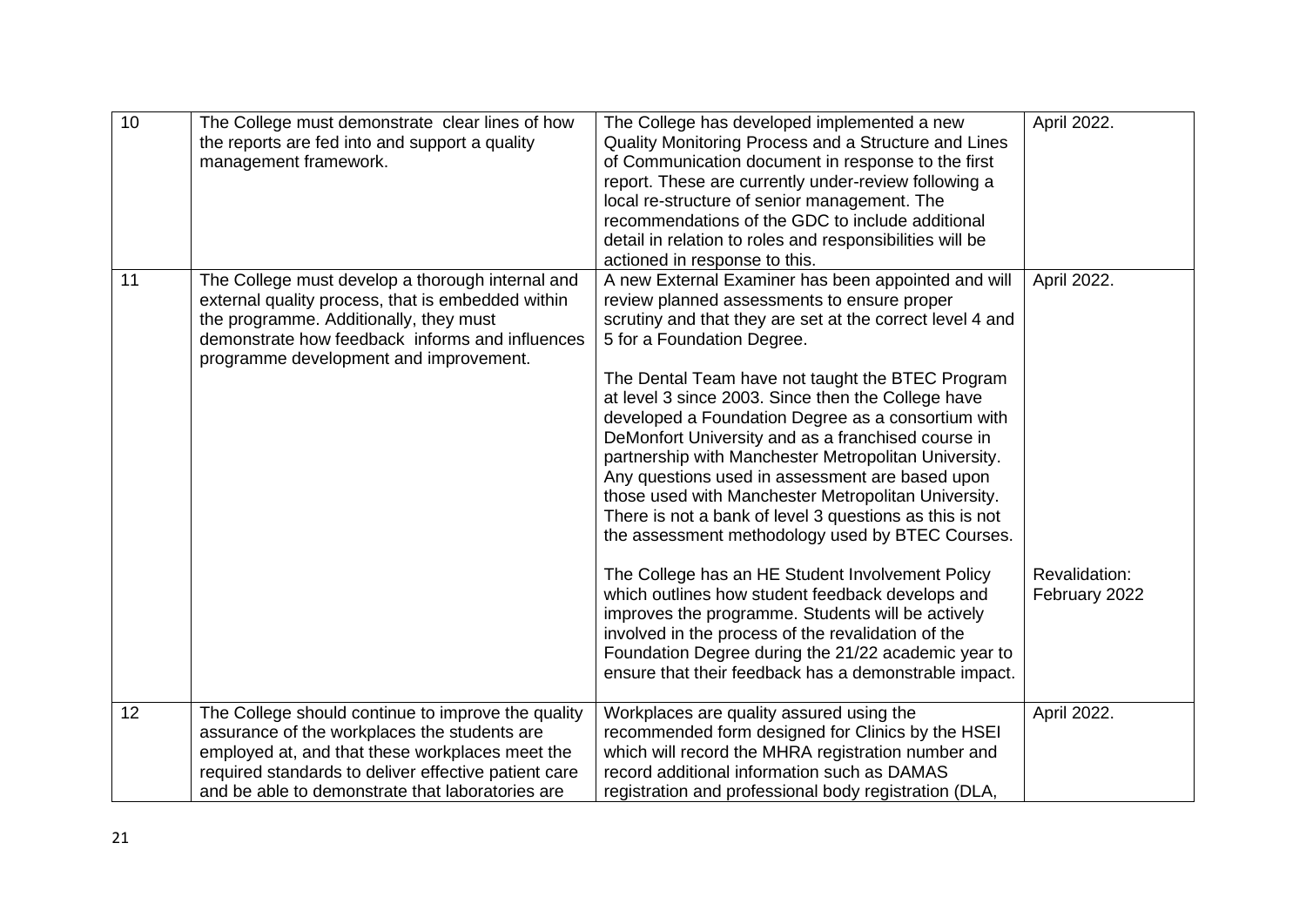| | | | |
|---|---|---|---|
| 10 | The College must demonstrate clear lines of how the reports are fed into and support a quality management framework. | The College has developed implemented a new Quality Monitoring Process and a Structure and Lines of Communication document in response to the first report. These are currently under-review following a local re-structure of senior management. The recommendations of the GDC to include additional detail in relation to roles and responsibilities will be actioned in response to this. | April 2022. |
| 11 | The College must develop a thorough internal and external quality process, that is embedded within the programme. Additionally, they must demonstrate how feedback informs and influences programme development and improvement. | A new External Examiner has been appointed and will review planned assessments to ensure proper scrutiny and that they are set at the correct level 4 and 5 for a Foundation Degree.<br><br>The Dental Team have not taught the BTEC Program at level 3 since 2003. Since then the College have developed a Foundation Degree as a consortium with DeMonfort University and as a franchised course in partnership with Manchester Metropolitan University. Any questions used in assessment are based upon those used with Manchester Metropolitan University. There is not a bank of level 3 questions as this is not the assessment methodology used by BTEC Courses.<br><br>The College has an HE Student Involvement Policy which outlines how student feedback develops and improves the programme. Students will be actively involved in the process of the revalidation of the Foundation Degree during the 21/22 academic year to ensure that their feedback has a demonstrable impact. | April 2022.<br><br>Revalidation: February 2022 |
| 12 | The College should continue to improve the quality assurance of the workplaces the students are employed at, and that these workplaces meet the required standards to deliver effective patient care and be able to demonstrate that laboratories are | Workplaces are quality assured using the recommended form designed for Clinics by the HSEI which will record the MHRA registration number and record additional information such as DAMAS registration and professional body registration (DLA, | April 2022. |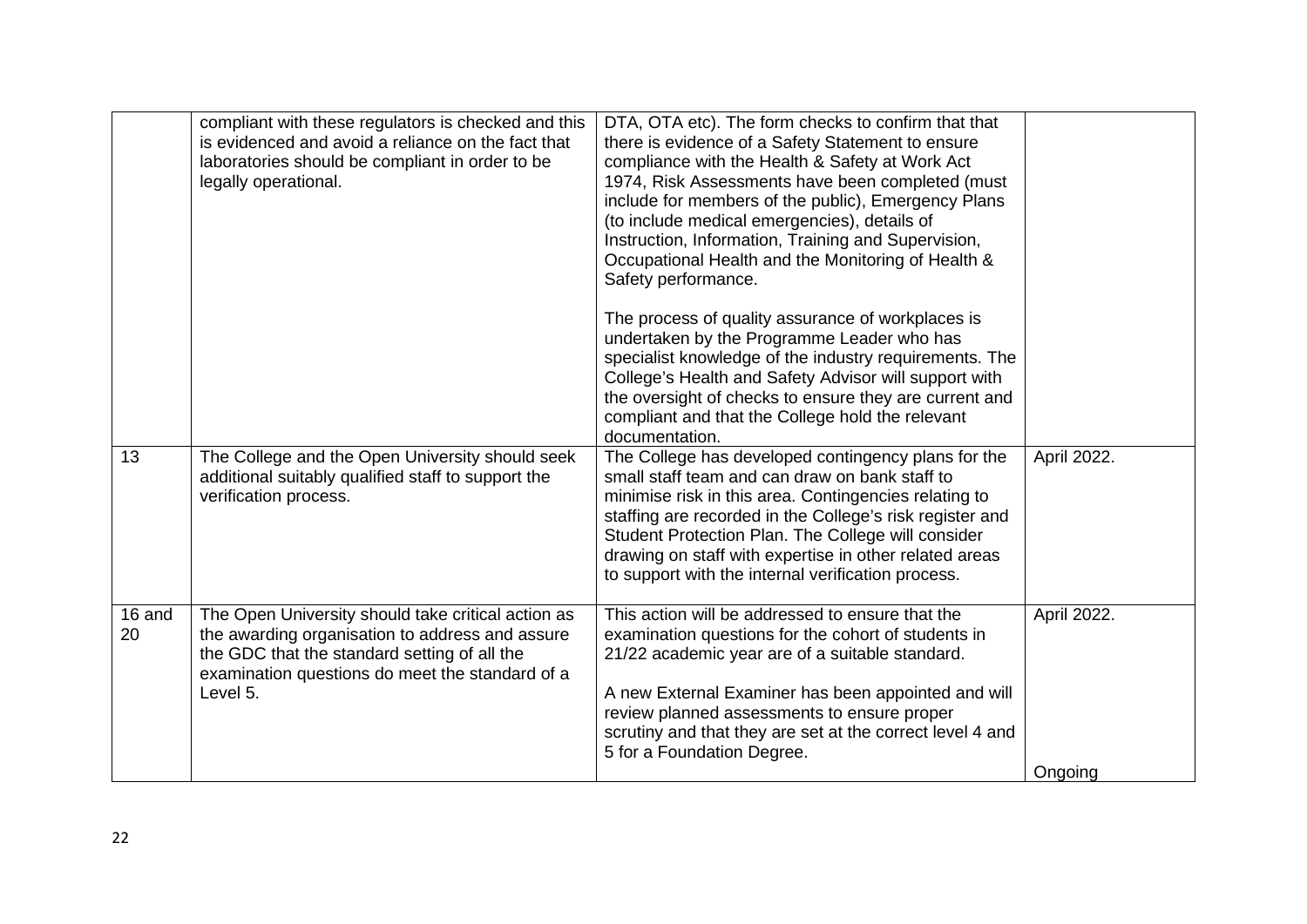| | | | |
|---|---|---|---|
| | compliant with these regulators is checked and this is evidenced and avoid a reliance on the fact that laboratories should be compliant in order to be legally operational. | DTA, OTA etc). The form checks to confirm that that there is evidence of a Safety Statement to ensure compliance with the Health & Safety at Work Act 1974, Risk Assessments have been completed (must include for members of the public), Emergency Plans (to include medical emergencies), details of Instruction, Information, Training and Supervision, Occupational Health and the Monitoring of Health & Safety performance.<br><br>The process of quality assurance of workplaces is undertaken by the Programme Leader who has specialist knowledge of the industry requirements. The College's Health and Safety Advisor will support with the oversight of checks to ensure they are current and compliant and that the College hold the relevant documentation. | |
| 13 | The College and the Open University should seek additional suitably qualified staff to support the verification process. | The College has developed contingency plans for the small staff team and can draw on bank staff to minimise risk in this area. Contingencies relating to staffing are recorded in the College's risk register and Student Protection Plan. The College will consider drawing on staff with expertise in other related areas to support with the internal verification process. | April 2022. |
| 16 and 20 | The Open University should take critical action as the awarding organisation to address and assure the GDC that the standard setting of all the examination questions do meet the standard of a Level 5. | This action will be addressed to ensure that the examination questions for the cohort of students in 21/22 academic year are of a suitable standard.<br><br>A new External Examiner has been appointed and will review planned assessments to ensure proper scrutiny and that they are set at the correct level 4 and 5 for a Foundation Degree. | April 2022.<br><br>Ongoing |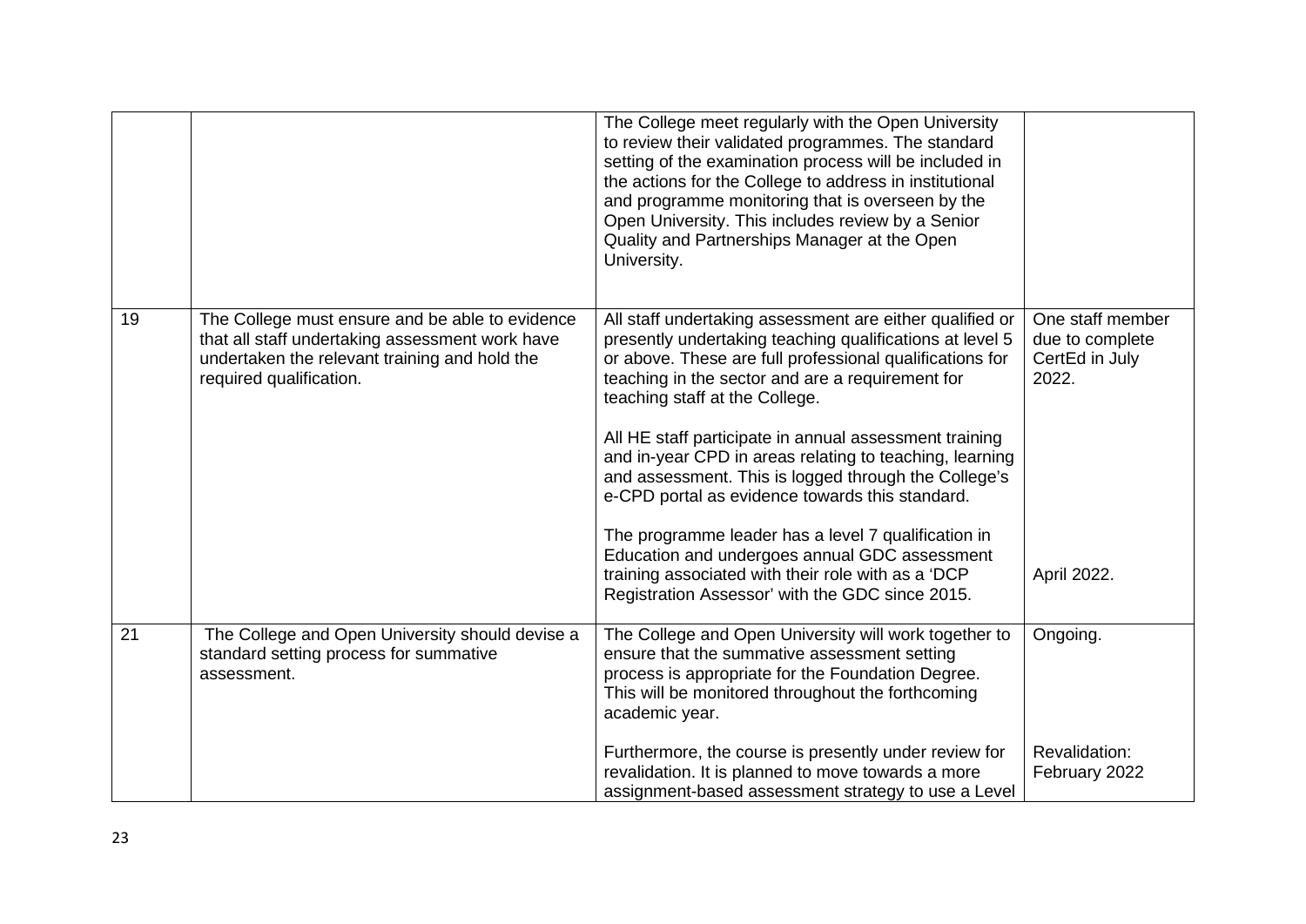| | | | |
|---|---|---|---|
| | | The College meet regularly with the Open University to review their validated programmes. The standard setting of the examination process will be included in the actions for the College to address in institutional and programme monitoring that is overseen by the Open University. This includes review by a Senior Quality and Partnerships Manager at the Open University. | |
| 19 | The College must ensure and be able to evidence that all staff undertaking assessment work have undertaken the relevant training and hold the required qualification. | All staff undertaking assessment are either qualified or presently undertaking teaching qualifications at level 5 or above. These are full professional qualifications for teaching in the sector and are a requirement for teaching staff at the College.<br><br>All HE staff participate in annual assessment training and in-year CPD in areas relating to teaching, learning and assessment. This is logged through the College's e-CPD portal as evidence towards this standard.<br><br>The programme leader has a level 7 qualification in Education and undergoes annual GDC assessment training associated with their role with as a 'DCP Registration Assessor' with the GDC since 2015. | One staff member due to complete CertEd in July 2022.<br><br>April 2022. |
| 21 | The College and Open University should devise a standard setting process for summative assessment. | The College and Open University will work together to ensure that the summative assessment setting process is appropriate for the Foundation Degree. This will be monitored throughout the forthcoming academic year.<br><br>Furthermore, the course is presently under review for revalidation. It is planned to move towards a more assignment-based assessment strategy to use a Level | Ongoing.<br><br>Revalidation: February 2022 |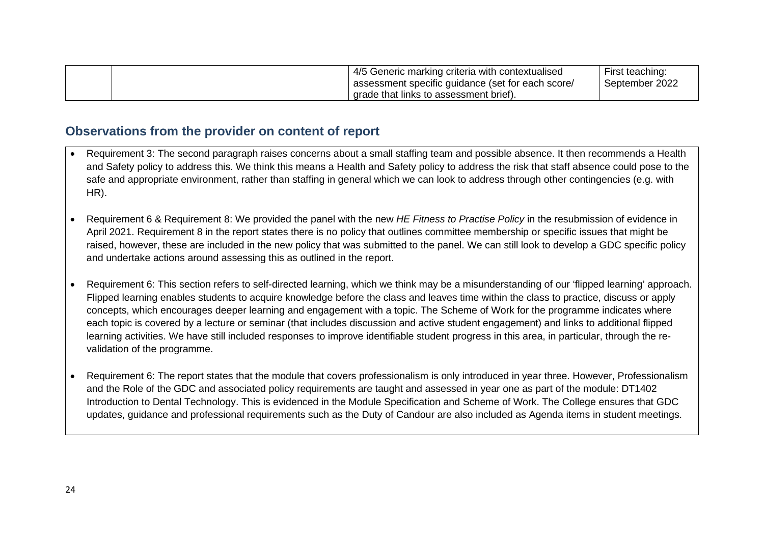| | | 4/5 Generic marking criteria with contextualised assessment specific guidance (set for each score/ grade that links to assessment brief). | First teaching: September 2022 |
|---|---|---|---|

## Observations from the provider on content of report

- Requirement 3: The second paragraph raises concerns about a small staffing team and possible absence. It then recommends a Health and Safety policy to address this. We think this means a Health and Safety policy to address the risk that staff absence could pose to the safe and appropriate environment, rather than staffing in general which we can look to address through other contingencies (e.g. with HR).

- Requirement 6 & Requirement 8: We provided the panel with the new *HE Fitness to Practise Policy* in the resubmission of evidence in April 2021. Requirement 8 in the report states there is no policy that outlines committee membership or specific issues that might be raised, however, these are included in the new policy that was submitted to the panel. We can still look to develop a GDC specific policy and undertake actions around assessing this as outlined in the report.

- Requirement 6: This section refers to self-directed learning, which we think may be a misunderstanding of our 'flipped learning' approach. Flipped learning enables students to acquire knowledge before the class and leaves time within the class to practice, discuss or apply concepts, which encourages deeper learning and engagement with a topic. The Scheme of Work for the programme indicates where each topic is covered by a lecture or seminar (that includes discussion and active student engagement) and links to additional flipped learning activities. We have still included responses to improve identifiable student progress in this area, in particular, through the re-validation of the programme.

- Requirement 6: The report states that the module that covers professionalism is only introduced in year three. However, Professionalism and the Role of the GDC and associated policy requirements are taught and assessed in year one as part of the module: DT1402 Introduction to Dental Technology. This is evidenced in the Module Specification and Scheme of Work. The College ensures that GDC updates, guidance and professional requirements such as the Duty of Candour are also included as Agenda items in student meetings.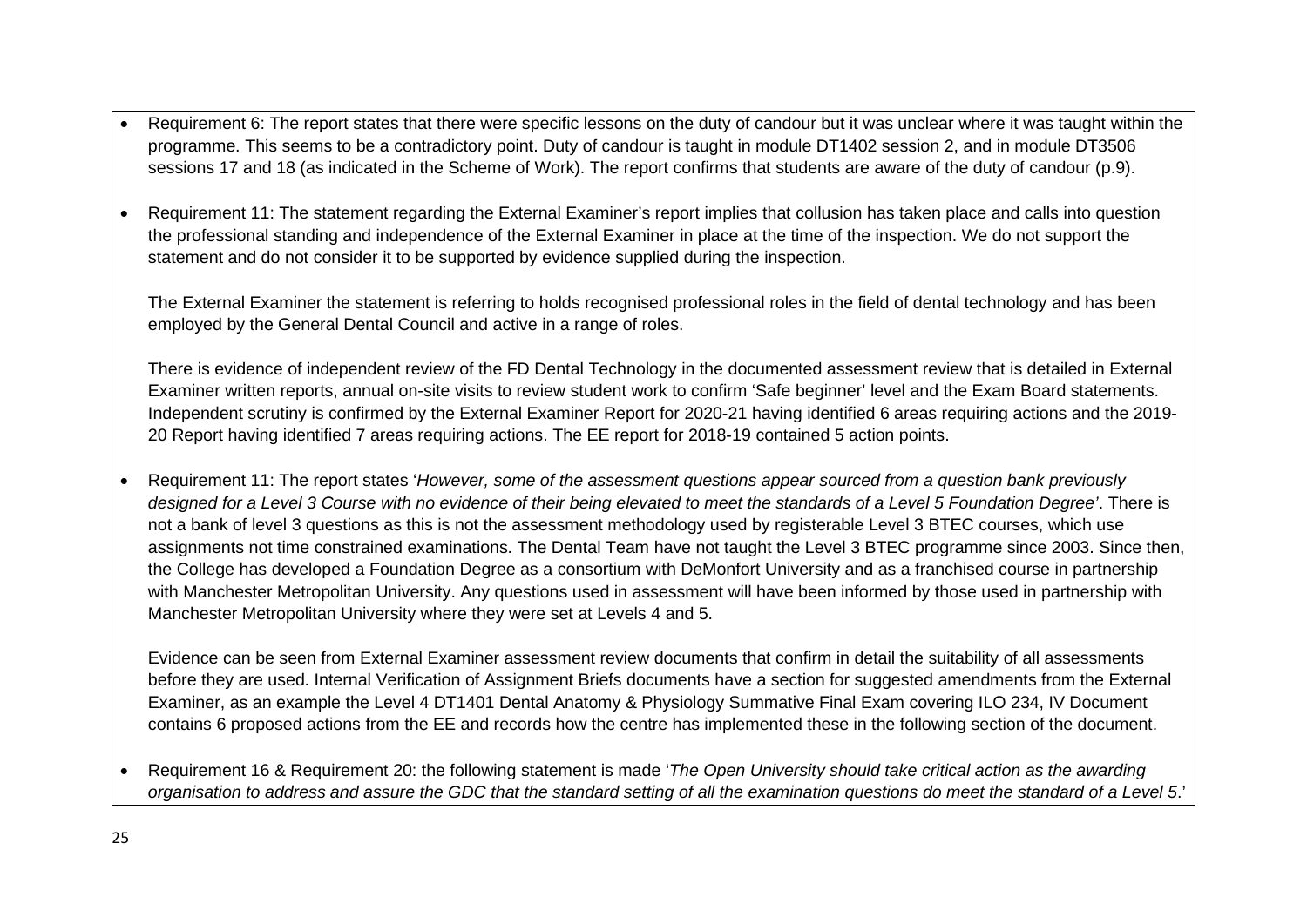- Requirement 6: The report states that there were specific lessons on the duty of candour but it was unclear where it was taught within the programme. This seems to be a contradictory point. Duty of candour is taught in module DT1402 session 2, and in module DT3506 sessions 17 and 18 (as indicated in the Scheme of Work). The report confirms that students are aware of the duty of candour (p.9).

- Requirement 11: The statement regarding the External Examiner's report implies that collusion has taken place and calls into question the professional standing and independence of the External Examiner in place at the time of the inspection. We do not support the statement and do not consider it to be supported by evidence supplied during the inspection.

  The External Examiner the statement is referring to holds recognised professional roles in the field of dental technology and has been employed by the General Dental Council and active in a range of roles.

  There is evidence of independent review of the FD Dental Technology in the documented assessment review that is detailed in External Examiner written reports, annual on-site visits to review student work to confirm 'Safe beginner' level and the Exam Board statements. Independent scrutiny is confirmed by the External Examiner Report for 2020-21 having identified 6 areas requiring actions and the 2019-20 Report having identified 7 areas requiring actions. The EE report for 2018-19 contained 5 action points.

- Requirement 11: The report states '*However, some of the assessment questions appear sourced from a question bank previously designed for a Level 3 Course with no evidence of their being elevated to meet the standards of a Level 5 Foundation Degree'*. There is not a bank of level 3 questions as this is not the assessment methodology used by registerable Level 3 BTEC courses, which use assignments not time constrained examinations. The Dental Team have not taught the Level 3 BTEC programme since 2003. Since then, the College has developed a Foundation Degree as a consortium with DeMonfort University and as a franchised course in partnership with Manchester Metropolitan University. Any questions used in assessment will have been informed by those used in partnership with Manchester Metropolitan University where they were set at Levels 4 and 5.

  Evidence can be seen from External Examiner assessment review documents that confirm in detail the suitability of all assessments before they are used. Internal Verification of Assignment Briefs documents have a section for suggested amendments from the External Examiner, as an example the Level 4 DT1401 Dental Anatomy & Physiology Summative Final Exam covering ILO 234, IV Document contains 6 proposed actions from the EE and records how the centre has implemented these in the following section of the document.

- Requirement 16 & Requirement 20: the following statement is made '*The Open University should take critical action as the awarding organisation to address and assure the GDC that the standard setting of all the examination questions do meet the standard of a Level 5*.'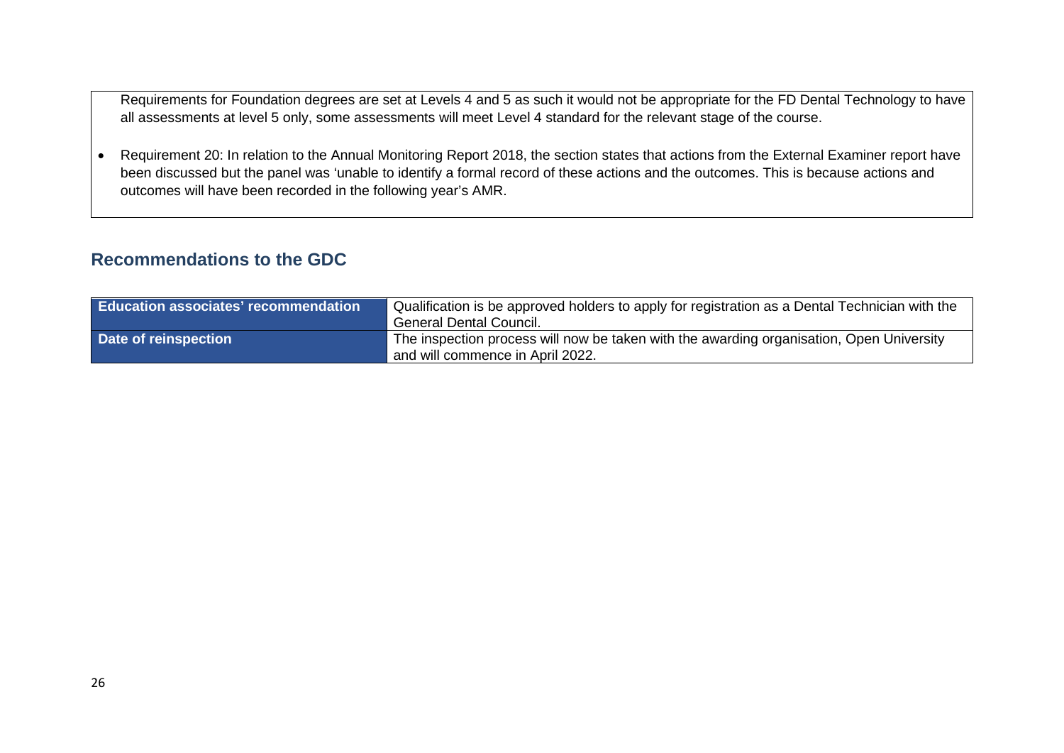Requirements for Foundation degrees are set at Levels 4 and 5 as such it would not be appropriate for the FD Dental Technology to have all assessments at level 5 only, some assessments will meet Level 4 standard for the relevant stage of the course.

- Requirement 20: In relation to the Annual Monitoring Report 2018, the section states that actions from the External Examiner report have been discussed but the panel was 'unable to identify a formal record of these actions and the outcomes. This is because actions and outcomes will have been recorded in the following year's AMR.

## Recommendations to the GDC

| **Education associates' recommendation** | Qualification is be approved holders to apply for registration as a Dental Technician with the General Dental Council. |
|---|---|
| **Date of reinspection** | The inspection process will now be taken with the awarding organisation, Open University and will commence in April 2022. |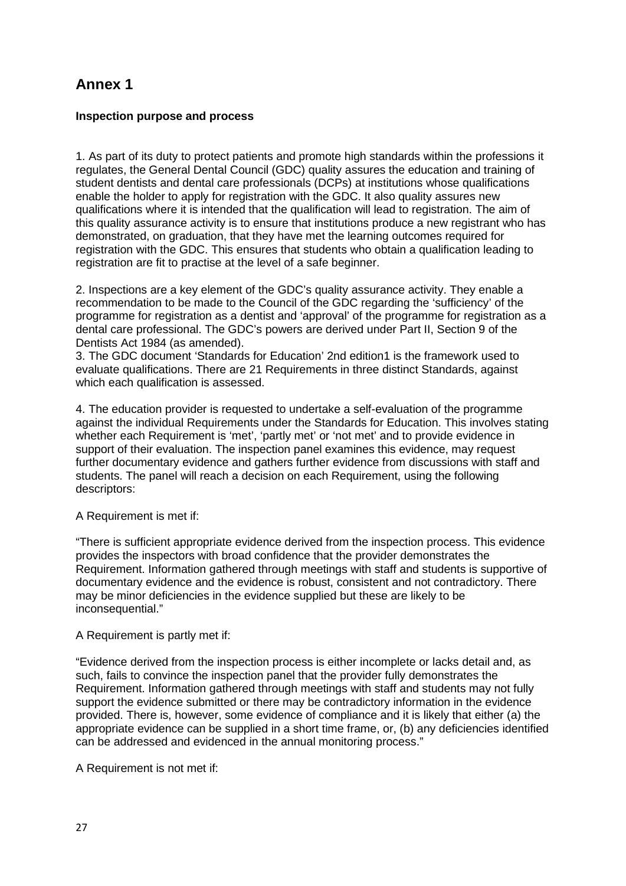# Annex 1

**Inspection purpose and process**

1. As part of its duty to protect patients and promote high standards within the professions it regulates, the General Dental Council (GDC) quality assures the education and training of student dentists and dental care professionals (DCPs) at institutions whose qualifications enable the holder to apply for registration with the GDC. It also quality assures new qualifications where it is intended that the qualification will lead to registration. The aim of this quality assurance activity is to ensure that institutions produce a new registrant who has demonstrated, on graduation, that they have met the learning outcomes required for registration with the GDC. This ensures that students who obtain a qualification leading to registration are fit to practise at the level of a safe beginner.

2. Inspections are a key element of the GDC's quality assurance activity. They enable a recommendation to be made to the Council of the GDC regarding the 'sufficiency' of the programme for registration as a dentist and 'approval' of the programme for registration as a dental care professional. The GDC's powers are derived under Part II, Section 9 of the Dentists Act 1984 (as amended).

3. The GDC document 'Standards for Education' 2nd edition[1] is the framework used to evaluate qualifications. There are 21 Requirements in three distinct Standards, against which each qualification is assessed.

4. The education provider is requested to undertake a self-evaluation of the programme against the individual Requirements under the Standards for Education. This involves stating whether each Requirement is 'met', 'partly met' or 'not met' and to provide evidence in support of their evaluation. The inspection panel examines this evidence, may request further documentary evidence and gathers further evidence from discussions with staff and students. The panel will reach a decision on each Requirement, using the following descriptors:

A Requirement is met if:

"There is sufficient appropriate evidence derived from the inspection process. This evidence provides the inspectors with broad confidence that the provider demonstrates the Requirement. Information gathered through meetings with staff and students is supportive of documentary evidence and the evidence is robust, consistent and not contradictory. There may be minor deficiencies in the evidence supplied but these are likely to be inconsequential."

A Requirement is partly met if:

"Evidence derived from the inspection process is either incomplete or lacks detail and, as such, fails to convince the inspection panel that the provider fully demonstrates the Requirement. Information gathered through meetings with staff and students may not fully support the evidence submitted or there may be contradictory information in the evidence provided. There is, however, some evidence of compliance and it is likely that either (a) the appropriate evidence can be supplied in a short time frame, or, (b) any deficiencies identified can be addressed and evidenced in the annual monitoring process."

A Requirement is not met if: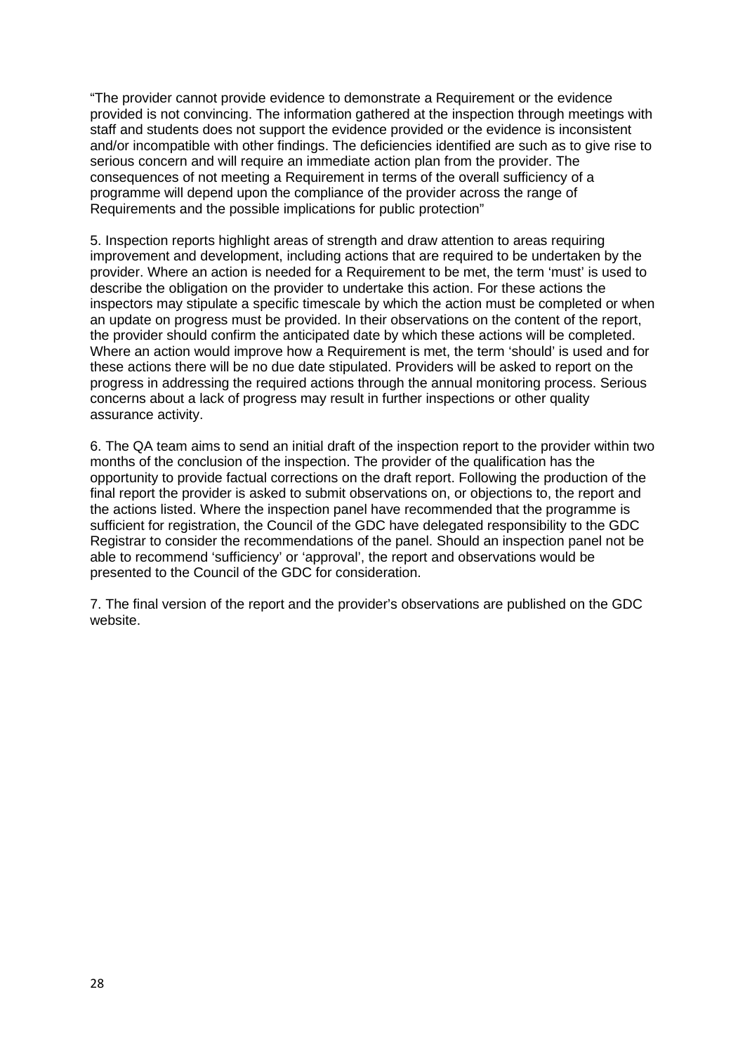"The provider cannot provide evidence to demonstrate a Requirement or the evidence provided is not convincing. The information gathered at the inspection through meetings with staff and students does not support the evidence provided or the evidence is inconsistent and/or incompatible with other findings. The deficiencies identified are such as to give rise to serious concern and will require an immediate action plan from the provider. The consequences of not meeting a Requirement in terms of the overall sufficiency of a programme will depend upon the compliance of the provider across the range of Requirements and the possible implications for public protection"

5. Inspection reports highlight areas of strength and draw attention to areas requiring improvement and development, including actions that are required to be undertaken by the provider. Where an action is needed for a Requirement to be met, the term 'must' is used to describe the obligation on the provider to undertake this action. For these actions the inspectors may stipulate a specific timescale by which the action must be completed or when an update on progress must be provided. In their observations on the content of the report, the provider should confirm the anticipated date by which these actions will be completed. Where an action would improve how a Requirement is met, the term 'should' is used and for these actions there will be no due date stipulated. Providers will be asked to report on the progress in addressing the required actions through the annual monitoring process. Serious concerns about a lack of progress may result in further inspections or other quality assurance activity.

6. The QA team aims to send an initial draft of the inspection report to the provider within two months of the conclusion of the inspection. The provider of the qualification has the opportunity to provide factual corrections on the draft report. Following the production of the final report the provider is asked to submit observations on, or objections to, the report and the actions listed. Where the inspection panel have recommended that the programme is sufficient for registration, the Council of the GDC have delegated responsibility to the GDC Registrar to consider the recommendations of the panel. Should an inspection panel not be able to recommend 'sufficiency' or 'approval', the report and observations would be presented to the Council of the GDC for consideration.

7. The final version of the report and the provider's observations are published on the GDC website.